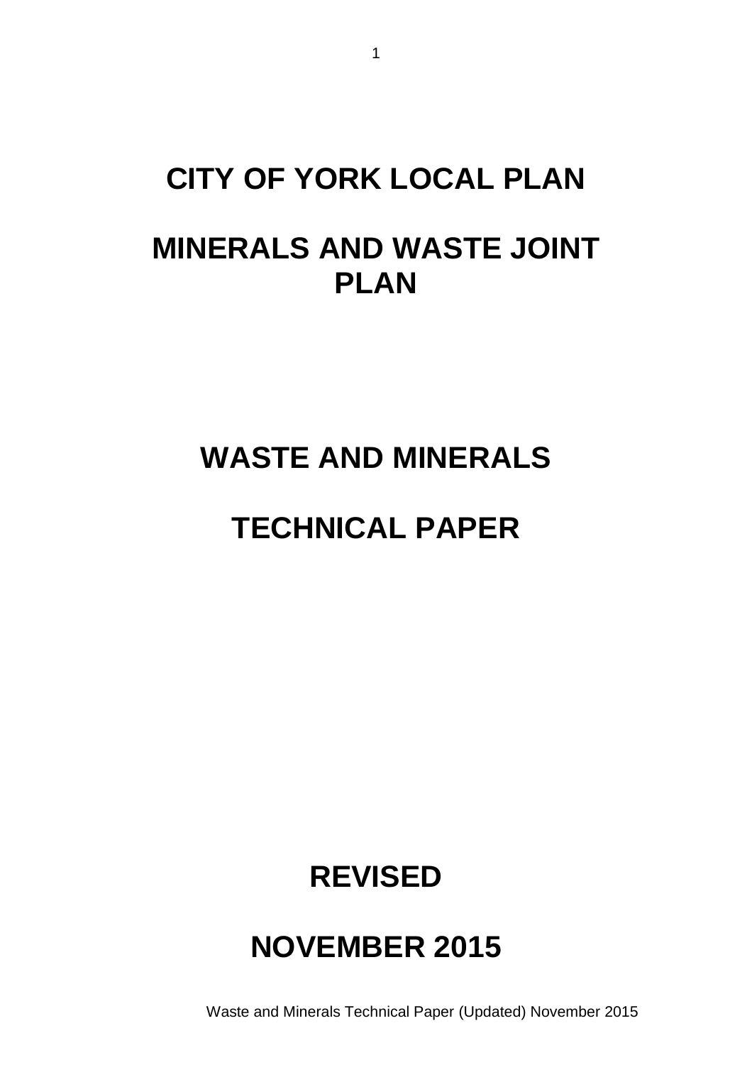# CITY OF YORK LOCAL PLAN

# MINERALS AND WASTE JOINT PLAN

# WASTE AND MINERALS

# TECHNICAL PAPER

# REVISED

# NOVEMBER 2015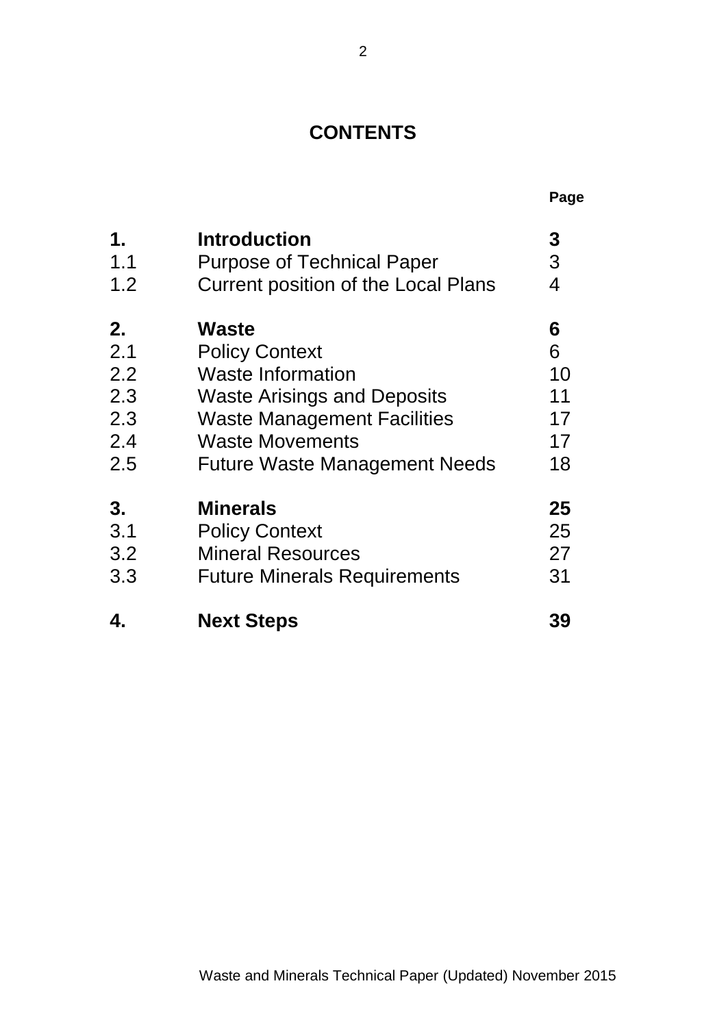# CONTENTS

| | | Page |
|---|---|---|
| **1.** | **Introduction** | **3** |
| 1.1 | Purpose of Technical Paper | 3 |
| 1.2 | Current position of the Local Plans | 4 |
| **2.** | **Waste** | **6** |
| 2.1 | Policy Context | 6 |
| 2.2 | Waste Information | 10 |
| 2.3 | Waste Arisings and Deposits | 11 |
| 2.3 | Waste Management Facilities | 17 |
| 2.4 | Waste Movements | 17 |
| 2.5 | Future Waste Management Needs | 18 |
| **3.** | **Minerals** | **25** |
| 3.1 | Policy Context | 25 |
| 3.2 | Mineral Resources | 27 |
| 3.3 | Future Minerals Requirements | 31 |
| **4.** | **Next Steps** | **39** |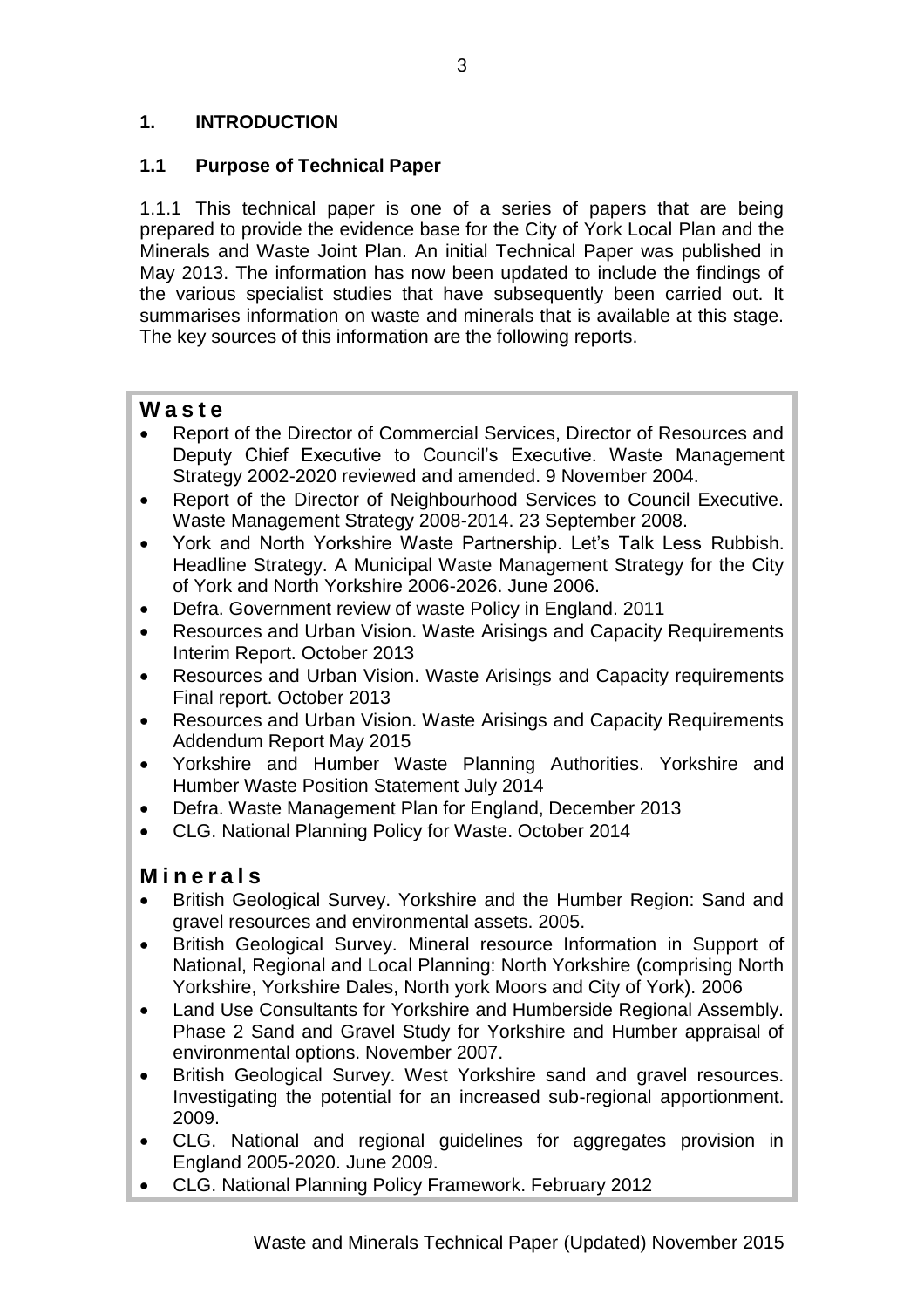## 1. INTRODUCTION

### 1.1 Purpose of Technical Paper

1.1.1 This technical paper is one of a series of papers that are being prepared to provide the evidence base for the City of York Local Plan and the Minerals and Waste Joint Plan. An initial Technical Paper was published in May 2013. The information has now been updated to include the findings of the various specialist studies that have subsequently been carried out. It summarises information on waste and minerals that is available at this stage. The key sources of this information are the following reports.

**Waste**

- Report of the Director of Commercial Services, Director of Resources and Deputy Chief Executive to Council's Executive. Waste Management Strategy 2002-2020 reviewed and amended. 9 November 2004.
- Report of the Director of Neighbourhood Services to Council Executive. Waste Management Strategy 2008-2014. 23 September 2008.
- York and North Yorkshire Waste Partnership. Let's Talk Less Rubbish. Headline Strategy. A Municipal Waste Management Strategy for the City of York and North Yorkshire 2006-2026. June 2006.
- Defra. Government review of waste Policy in England. 2011
- Resources and Urban Vision. Waste Arisings and Capacity Requirements Interim Report. October 2013
- Resources and Urban Vision. Waste Arisings and Capacity requirements Final report. October 2013
- Resources and Urban Vision. Waste Arisings and Capacity Requirements Addendum Report May 2015
- Yorkshire and Humber Waste Planning Authorities. Yorkshire and Humber Waste Position Statement July 2014
- Defra. Waste Management Plan for England, December 2013
- CLG. National Planning Policy for Waste. October 2014

**Minerals**

- British Geological Survey. Yorkshire and the Humber Region: Sand and gravel resources and environmental assets. 2005.
- British Geological Survey. Mineral resource Information in Support of National, Regional and Local Planning: North Yorkshire (comprising North Yorkshire, Yorkshire Dales, North york Moors and City of York). 2006
- Land Use Consultants for Yorkshire and Humberside Regional Assembly. Phase 2 Sand and Gravel Study for Yorkshire and Humber appraisal of environmental options. November 2007.
- British Geological Survey. West Yorkshire sand and gravel resources. Investigating the potential for an increased sub-regional apportionment. 2009.
- CLG. National and regional guidelines for aggregates provision in England 2005-2020. June 2009.
- CLG. National Planning Policy Framework. February 2012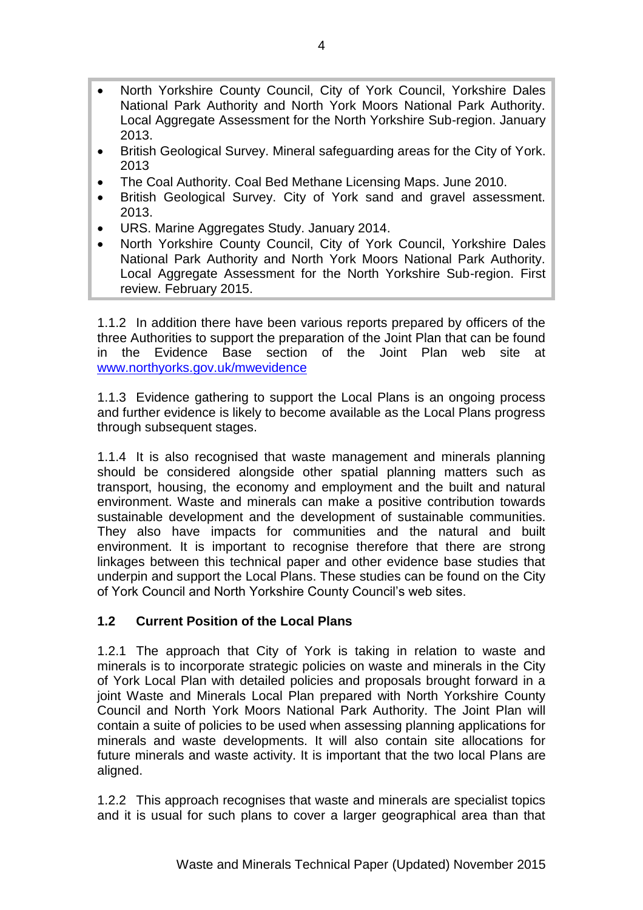- North Yorkshire County Council, City of York Council, Yorkshire Dales National Park Authority and North York Moors National Park Authority. Local Aggregate Assessment for the North Yorkshire Sub-region. January 2013.
- British Geological Survey. Mineral safeguarding areas for the City of York. 2013
- The Coal Authority. Coal Bed Methane Licensing Maps. June 2010.
- British Geological Survey. City of York sand and gravel assessment. 2013.
- URS. Marine Aggregates Study. January 2014.
- North Yorkshire County Council, City of York Council, Yorkshire Dales National Park Authority and North York Moors National Park Authority. Local Aggregate Assessment for the North Yorkshire Sub-region. First review. February 2015.

1.1.2 In addition there have been various reports prepared by officers of the three Authorities to support the preparation of the Joint Plan that can be found in the Evidence Base section of the Joint Plan web site at [www.northyorks.gov.uk/mwevidence](http://www.northyorks.gov.uk/mwevidence)

1.1.3 Evidence gathering to support the Local Plans is an ongoing process and further evidence is likely to become available as the Local Plans progress through subsequent stages.

1.1.4 It is also recognised that waste management and minerals planning should be considered alongside other spatial planning matters such as transport, housing, the economy and employment and the built and natural environment. Waste and minerals can make a positive contribution towards sustainable development and the development of sustainable communities. They also have impacts for communities and the natural and built environment. It is important to recognise therefore that there are strong linkages between this technical paper and other evidence base studies that underpin and support the Local Plans. These studies can be found on the City of York Council and North Yorkshire County Council's web sites.

## 1.2 Current Position of the Local Plans

1.2.1 The approach that City of York is taking in relation to waste and minerals is to incorporate strategic policies on waste and minerals in the City of York Local Plan with detailed policies and proposals brought forward in a joint Waste and Minerals Local Plan prepared with North Yorkshire County Council and North York Moors National Park Authority. The Joint Plan will contain a suite of policies to be used when assessing planning applications for minerals and waste developments. It will also contain site allocations for future minerals and waste activity. It is important that the two local Plans are aligned.

1.2.2 This approach recognises that waste and minerals are specialist topics and it is usual for such plans to cover a larger geographical area than that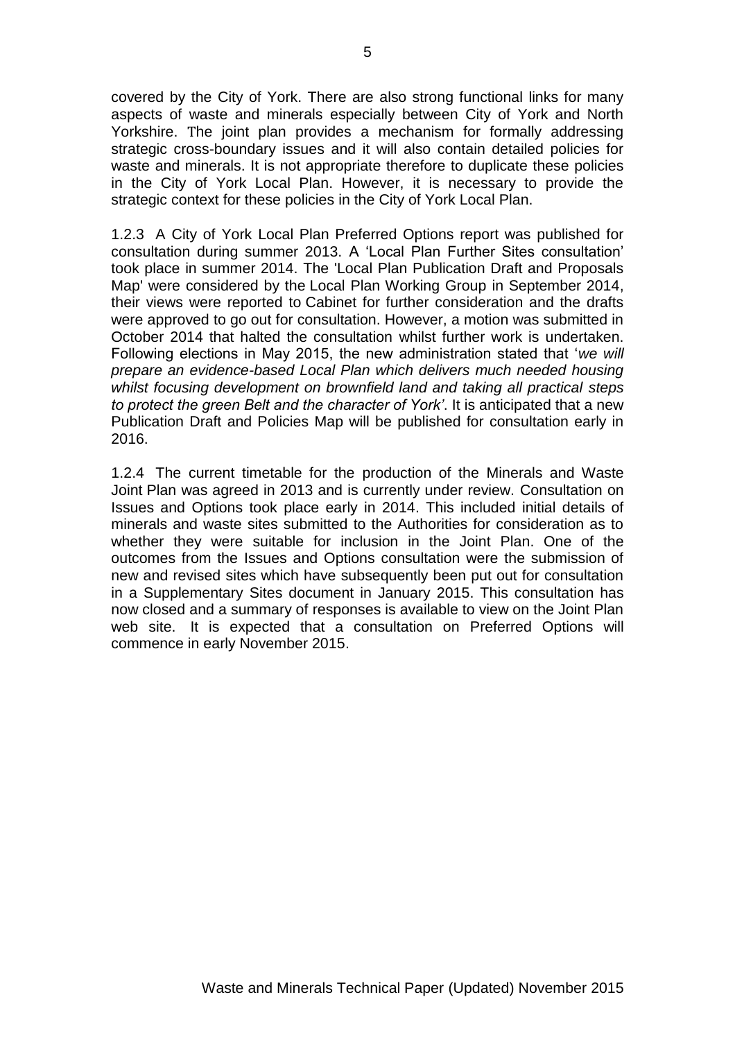covered by the City of York. There are also strong functional links for many aspects of waste and minerals especially between City of York and North Yorkshire. The joint plan provides a mechanism for formally addressing strategic cross-boundary issues and it will also contain detailed policies for waste and minerals. It is not appropriate therefore to duplicate these policies in the City of York Local Plan. However, it is necessary to provide the strategic context for these policies in the City of York Local Plan.

1.2.3 A City of York Local Plan Preferred Options report was published for consultation during summer 2013. A 'Local Plan Further Sites consultation' took place in summer 2014. The 'Local Plan Publication Draft and Proposals Map' were considered by the Local Plan Working Group in September 2014, their views were reported to Cabinet for further consideration and the drafts were approved to go out for consultation. However, a motion was submitted in October 2014 that halted the consultation whilst further work is undertaken. Following elections in May 2015, the new administration stated that '*we will prepare an evidence-based Local Plan which delivers much needed housing whilst focusing development on brownfield land and taking all practical steps to protect the green Belt and the character of York'*. It is anticipated that a new Publication Draft and Policies Map will be published for consultation early in 2016.

1.2.4 The current timetable for the production of the Minerals and Waste Joint Plan was agreed in 2013 and is currently under review. Consultation on Issues and Options took place early in 2014. This included initial details of minerals and waste sites submitted to the Authorities for consideration as to whether they were suitable for inclusion in the Joint Plan. One of the outcomes from the Issues and Options consultation were the submission of new and revised sites which have subsequently been put out for consultation in a Supplementary Sites document in January 2015. This consultation has now closed and a summary of responses is available to view on the Joint Plan web site. It is expected that a consultation on Preferred Options will commence in early November 2015.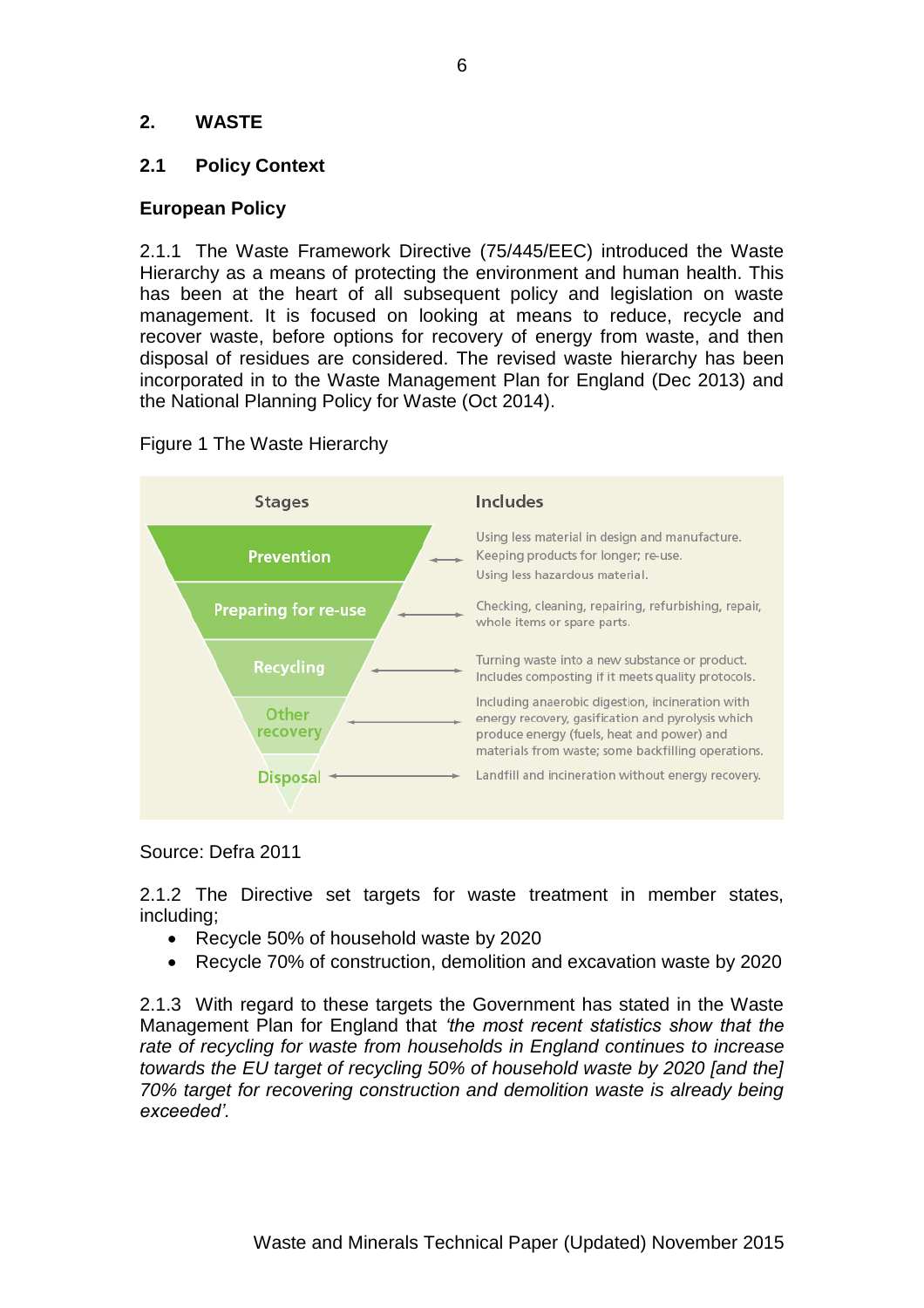## 2. WASTE

### 2.1 Policy Context

**European Policy**

2.1.1 The Waste Framework Directive (75/445/EEC) introduced the Waste Hierarchy as a means of protecting the environment and human health. This has been at the heart of all subsequent policy and legislation on waste management. It is focused on looking at means to reduce, recycle and recover waste, before options for recovery of energy from waste, and then disposal of residues are considered. The revised waste hierarchy has been incorporated in to the Waste Management Plan for England (Dec 2013) and the National Planning Policy for Waste (Oct 2014).

Figure 1 The Waste Hierarchy

| Stages | Includes |
|---|---|
| Prevention | Using less material in design and manufacture. Keeping products for longer; re-use. Using less hazardous material. |
| Preparing for re-use | Checking, cleaning, repairing, refurbishing, repair, whole items or spare parts. |
| Recycling | Turning waste into a new substance or product. Includes composting if it meets quality protocols. |
| Other recovery | Including anaerobic digestion, incineration with energy recovery, gasification and pyrolysis which produce energy (fuels, heat and power) and materials from waste; some backfilling operations. |
| Disposal | Landfill and incineration without energy recovery. |

Source: Defra 2011

2.1.2 The Directive set targets for waste treatment in member states, including;

- Recycle 50% of household waste by 2020
- Recycle 70% of construction, demolition and excavation waste by 2020

2.1.3 With regard to these targets the Government has stated in the Waste Management Plan for England that *'the most recent statistics show that the rate of recycling for waste from households in England continues to increase towards the EU target of recycling 50% of household waste by 2020 [and the] 70% target for recovering construction and demolition waste is already being exceeded'.*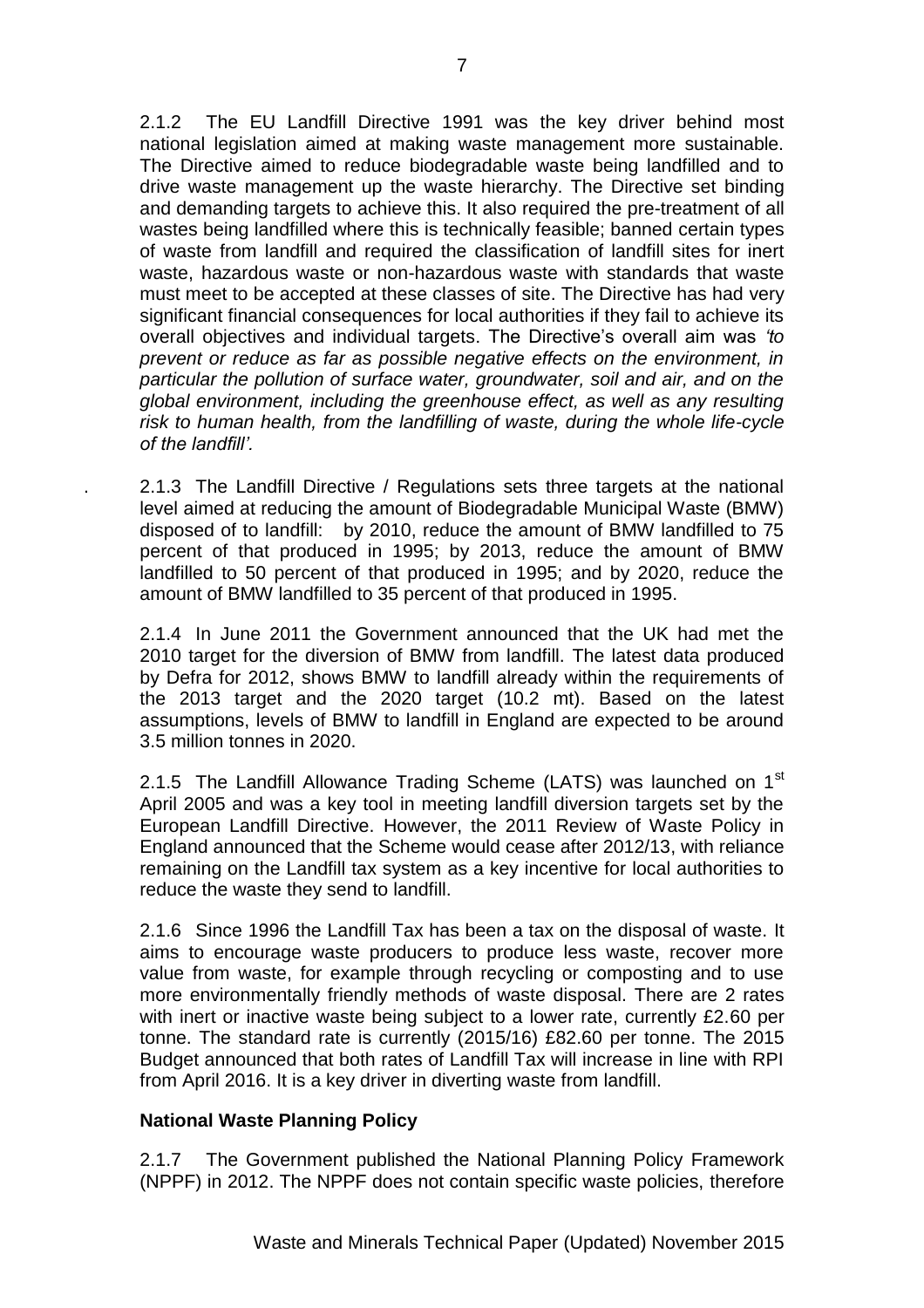2.1.2 The EU Landfill Directive 1991 was the key driver behind most national legislation aimed at making waste management more sustainable. The Directive aimed to reduce biodegradable waste being landfilled and to drive waste management up the waste hierarchy. The Directive set binding and demanding targets to achieve this. It also required the pre-treatment of all wastes being landfilled where this is technically feasible; banned certain types of waste from landfill and required the classification of landfill sites for inert waste, hazardous waste or non-hazardous waste with standards that waste must meet to be accepted at these classes of site. The Directive has had very significant financial consequences for local authorities if they fail to achieve its overall objectives and individual targets. The Directive's overall aim was *'to prevent or reduce as far as possible negative effects on the environment, in particular the pollution of surface water, groundwater, soil and air, and on the global environment, including the greenhouse effect, as well as any resulting risk to human health, from the landfilling of waste, during the whole life-cycle of the landfill'.*

2.1.3 The Landfill Directive / Regulations sets three targets at the national level aimed at reducing the amount of Biodegradable Municipal Waste (BMW) disposed of to landfill: by 2010, reduce the amount of BMW landfilled to 75 percent of that produced in 1995; by 2013, reduce the amount of BMW landfilled to 50 percent of that produced in 1995; and by 2020, reduce the amount of BMW landfilled to 35 percent of that produced in 1995.

2.1.4 In June 2011 the Government announced that the UK had met the 2010 target for the diversion of BMW from landfill. The latest data produced by Defra for 2012, shows BMW to landfill already within the requirements of the 2013 target and the 2020 target (10.2 mt). Based on the latest assumptions, levels of BMW to landfill in England are expected to be around 3.5 million tonnes in 2020.

2.1.5 The Landfill Allowance Trading Scheme (LATS) was launched on 1st April 2005 and was a key tool in meeting landfill diversion targets set by the European Landfill Directive. However, the 2011 Review of Waste Policy in England announced that the Scheme would cease after 2012/13, with reliance remaining on the Landfill tax system as a key incentive for local authorities to reduce the waste they send to landfill.

2.1.6 Since 1996 the Landfill Tax has been a tax on the disposal of waste. It aims to encourage waste producers to produce less waste, recover more value from waste, for example through recycling or composting and to use more environmentally friendly methods of waste disposal. There are 2 rates with inert or inactive waste being subject to a lower rate, currently £2.60 per tonne. The standard rate is currently (2015/16) £82.60 per tonne. The 2015 Budget announced that both rates of Landfill Tax will increase in line with RPI from April 2016. It is a key driver in diverting waste from landfill.

**National Waste Planning Policy**

2.1.7 The Government published the National Planning Policy Framework (NPPF) in 2012. The NPPF does not contain specific waste policies, therefore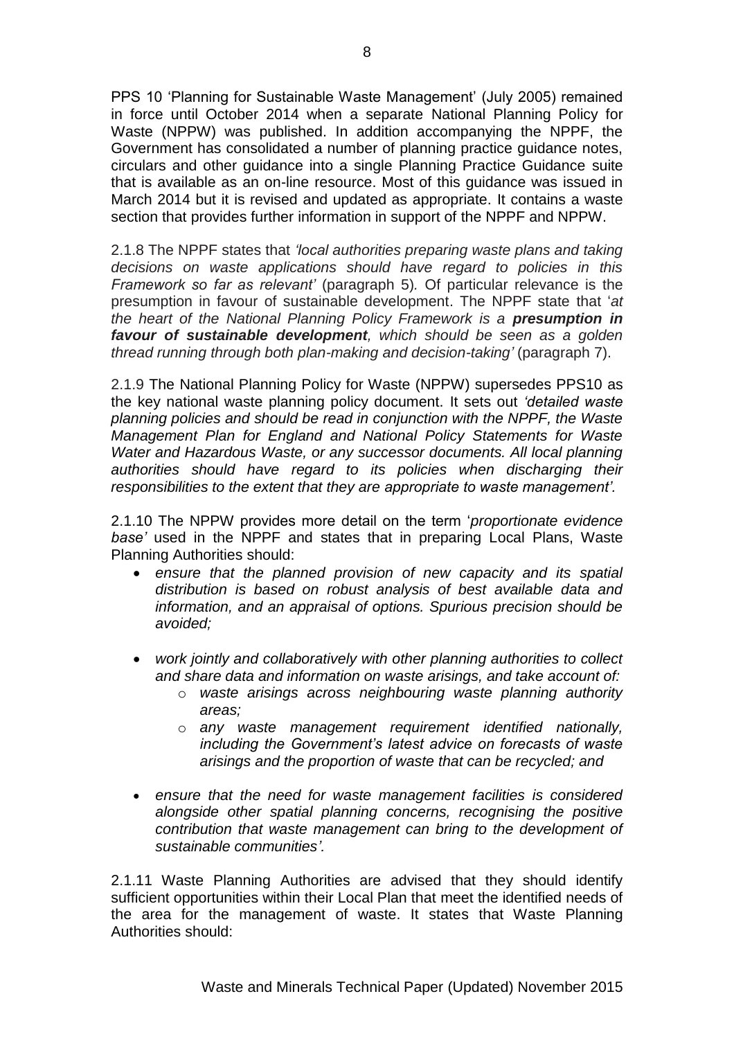PPS 10 'Planning for Sustainable Waste Management' (July 2005) remained in force until October 2014 when a separate National Planning Policy for Waste (NPPW) was published. In addition accompanying the NPPF, the Government has consolidated a number of planning practice guidance notes, circulars and other guidance into a single Planning Practice Guidance suite that is available as an on-line resource. Most of this guidance was issued in March 2014 but it is revised and updated as appropriate. It contains a waste section that provides further information in support of the NPPF and NPPW.

2.1.8 The NPPF states that *'local authorities preparing waste plans and taking decisions on waste applications should have regard to policies in this Framework so far as relevant'* (paragraph 5). Of particular relevance is the presumption in favour of sustainable development. The NPPF state that '*at the heart of the National Planning Policy Framework is a **presumption in favour of sustainable development**, which should be seen as a golden thread running through both plan-making and decision-taking'* (paragraph 7).

2.1.9 The National Planning Policy for Waste (NPPW) supersedes PPS10 as the key national waste planning policy document. It sets out *'detailed waste planning policies and should be read in conjunction with the NPPF, the Waste Management Plan for England and National Policy Statements for Waste Water and Hazardous Waste, or any successor documents. All local planning authorities should have regard to its policies when discharging their responsibilities to the extent that they are appropriate to waste management'.*

2.1.10 The NPPW provides more detail on the term '*proportionate evidence base'* used in the NPPF and states that in preparing Local Plans, Waste Planning Authorities should:

- *ensure that the planned provision of new capacity and its spatial distribution is based on robust analysis of best available data and information, and an appraisal of options. Spurious precision should be avoided;*
- *work jointly and collaboratively with other planning authorities to collect and share data and information on waste arisings, and take account of:*
  - *waste arisings across neighbouring waste planning authority areas;*
  - *any waste management requirement identified nationally, including the Government's latest advice on forecasts of waste arisings and the proportion of waste that can be recycled; and*
- *ensure that the need for waste management facilities is considered alongside other spatial planning concerns, recognising the positive contribution that waste management can bring to the development of sustainable communities'.*

2.1.11 Waste Planning Authorities are advised that they should identify sufficient opportunities within their Local Plan that meet the identified needs of the area for the management of waste. It states that Waste Planning Authorities should: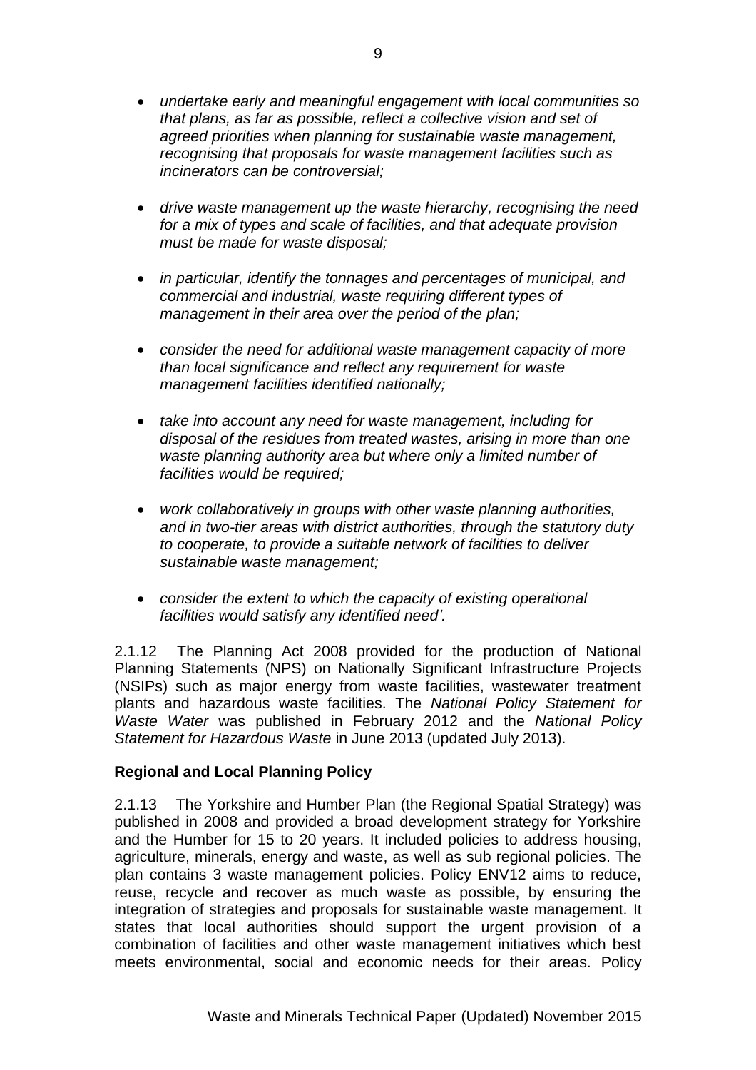- *undertake early and meaningful engagement with local communities so that plans, as far as possible, reflect a collective vision and set of agreed priorities when planning for sustainable waste management, recognising that proposals for waste management facilities such as incinerators can be controversial;*

- *drive waste management up the waste hierarchy, recognising the need for a mix of types and scale of facilities, and that adequate provision must be made for waste disposal;*

- *in particular, identify the tonnages and percentages of municipal, and commercial and industrial, waste requiring different types of management in their area over the period of the plan;*

- *consider the need for additional waste management capacity of more than local significance and reflect any requirement for waste management facilities identified nationally;*

- *take into account any need for waste management, including for disposal of the residues from treated wastes, arising in more than one waste planning authority area but where only a limited number of facilities would be required;*

- *work collaboratively in groups with other waste planning authorities, and in two-tier areas with district authorities, through the statutory duty to cooperate, to provide a suitable network of facilities to deliver sustainable waste management;*

- *consider the extent to which the capacity of existing operational facilities would satisfy any identified need'.*

2.1.12 The Planning Act 2008 provided for the production of National Planning Statements (NPS) on Nationally Significant Infrastructure Projects (NSIPs) such as major energy from waste facilities, wastewater treatment plants and hazardous waste facilities. The *National Policy Statement for Waste Water* was published in February 2012 and the *National Policy Statement for Hazardous Waste* in June 2013 (updated July 2013).

**Regional and Local Planning Policy**

2.1.13 The Yorkshire and Humber Plan (the Regional Spatial Strategy) was published in 2008 and provided a broad development strategy for Yorkshire and the Humber for 15 to 20 years. It included policies to address housing, agriculture, minerals, energy and waste, as well as sub regional policies. The plan contains 3 waste management policies. Policy ENV12 aims to reduce, reuse, recycle and recover as much waste as possible, by ensuring the integration of strategies and proposals for sustainable waste management. It states that local authorities should support the urgent provision of a combination of facilities and other waste management initiatives which best meets environmental, social and economic needs for their areas. Policy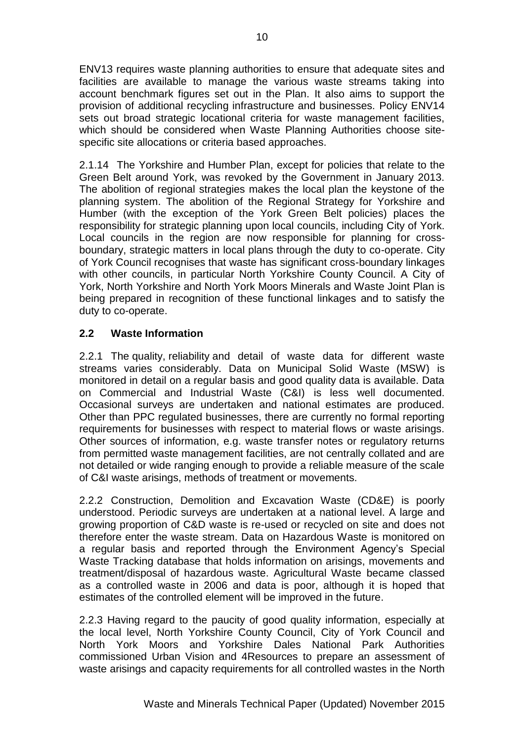ENV13 requires waste planning authorities to ensure that adequate sites and facilities are available to manage the various waste streams taking into account benchmark figures set out in the Plan. It also aims to support the provision of additional recycling infrastructure and businesses. Policy ENV14 sets out broad strategic locational criteria for waste management facilities, which should be considered when Waste Planning Authorities choose site-specific site allocations or criteria based approaches.

2.1.14 The Yorkshire and Humber Plan, except for policies that relate to the Green Belt around York, was revoked by the Government in January 2013. The abolition of regional strategies makes the local plan the keystone of the planning system. The abolition of the Regional Strategy for Yorkshire and Humber (with the exception of the York Green Belt policies) places the responsibility for strategic planning upon local councils, including City of York. Local councils in the region are now responsible for planning for cross-boundary, strategic matters in local plans through the duty to co-operate. City of York Council recognises that waste has significant cross-boundary linkages with other councils, in particular North Yorkshire County Council. A City of York, North Yorkshire and North York Moors Minerals and Waste Joint Plan is being prepared in recognition of these functional linkages and to satisfy the duty to co-operate.

## 2.2 Waste Information

2.2.1 The quality, reliability and detail of waste data for different waste streams varies considerably. Data on Municipal Solid Waste (MSW) is monitored in detail on a regular basis and good quality data is available. Data on Commercial and Industrial Waste (C&I) is less well documented. Occasional surveys are undertaken and national estimates are produced. Other than PPC regulated businesses, there are currently no formal reporting requirements for businesses with respect to material flows or waste arisings. Other sources of information, e.g. waste transfer notes or regulatory returns from permitted waste management facilities, are not centrally collated and are not detailed or wide ranging enough to provide a reliable measure of the scale of C&I waste arisings, methods of treatment or movements.

2.2.2 Construction, Demolition and Excavation Waste (CD&E) is poorly understood. Periodic surveys are undertaken at a national level. A large and growing proportion of C&D waste is re-used or recycled on site and does not therefore enter the waste stream. Data on Hazardous Waste is monitored on a regular basis and reported through the Environment Agency's Special Waste Tracking database that holds information on arisings, movements and treatment/disposal of hazardous waste. Agricultural Waste became classed as a controlled waste in 2006 and data is poor, although it is hoped that estimates of the controlled element will be improved in the future.

2.2.3 Having regard to the paucity of good quality information, especially at the local level, North Yorkshire County Council, City of York Council and North York Moors and Yorkshire Dales National Park Authorities commissioned Urban Vision and 4Resources to prepare an assessment of waste arisings and capacity requirements for all controlled wastes in the North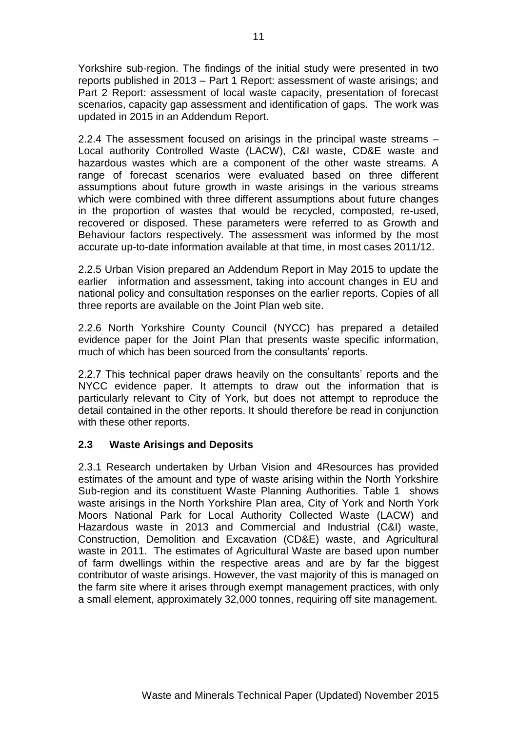Yorkshire sub-region. The findings of the initial study were presented in two reports published in 2013 – Part 1 Report: assessment of waste arisings; and Part 2 Report: assessment of local waste capacity, presentation of forecast scenarios, capacity gap assessment and identification of gaps. The work was updated in 2015 in an Addendum Report.

2.2.4 The assessment focused on arisings in the principal waste streams – Local authority Controlled Waste (LACW), C&I waste, CD&E waste and hazardous wastes which are a component of the other waste streams. A range of forecast scenarios were evaluated based on three different assumptions about future growth in waste arisings in the various streams which were combined with three different assumptions about future changes in the proportion of wastes that would be recycled, composted, re-used, recovered or disposed. These parameters were referred to as Growth and Behaviour factors respectively. The assessment was informed by the most accurate up-to-date information available at that time, in most cases 2011/12.

2.2.5 Urban Vision prepared an Addendum Report in May 2015 to update the earlier information and assessment, taking into account changes in EU and national policy and consultation responses on the earlier reports. Copies of all three reports are available on the Joint Plan web site.

2.2.6 North Yorkshire County Council (NYCC) has prepared a detailed evidence paper for the Joint Plan that presents waste specific information, much of which has been sourced from the consultants' reports.

2.2.7 This technical paper draws heavily on the consultants' reports and the NYCC evidence paper. It attempts to draw out the information that is particularly relevant to City of York, but does not attempt to reproduce the detail contained in the other reports. It should therefore be read in conjunction with these other reports.

## 2.3 Waste Arisings and Deposits

2.3.1 Research undertaken by Urban Vision and 4Resources has provided estimates of the amount and type of waste arising within the North Yorkshire Sub-region and its constituent Waste Planning Authorities. Table 1 shows waste arisings in the North Yorkshire Plan area, City of York and North York Moors National Park for Local Authority Collected Waste (LACW) and Hazardous waste in 2013 and Commercial and Industrial (C&I) waste, Construction, Demolition and Excavation (CD&E) waste, and Agricultural waste in 2011. The estimates of Agricultural Waste are based upon number of farm dwellings within the respective areas and are by far the biggest contributor of waste arisings. However, the vast majority of this is managed on the farm site where it arises through exempt management practices, with only a small element, approximately 32,000 tonnes, requiring off site management.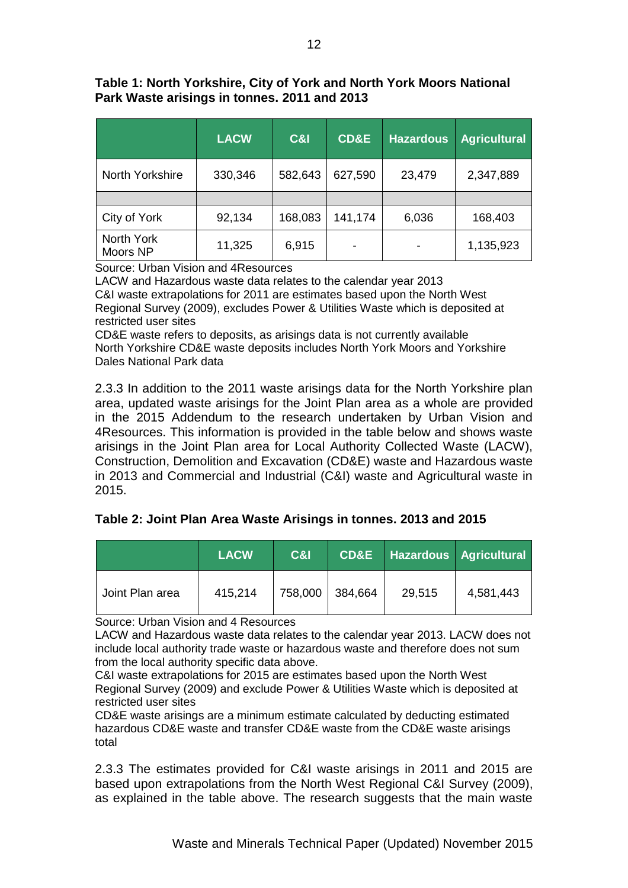**Table 1: North Yorkshire, City of York and North York Moors National Park Waste arisings in tonnes. 2011 and 2013**

| | LACW | C&I | CD&E | Hazardous | Agricultural |
|---|---|---|---|---|---|
| North Yorkshire | 330,346 | 582,643 | 627,590 | 23,479 | 2,347,889 |
| | | | | | |
| City of York | 92,134 | 168,083 | 141,174 | 6,036 | 168,403 |
| North York Moors NP | 11,325 | 6,915 | - | - | 1,135,923 |

Source: Urban Vision and 4Resources
LACW and Hazardous waste data relates to the calendar year 2013
C&I waste extrapolations for 2011 are estimates based upon the North West Regional Survey (2009), excludes Power & Utilities Waste which is deposited at restricted user sites
CD&E waste refers to deposits, as arisings data is not currently available
North Yorkshire CD&E waste deposits includes North York Moors and Yorkshire Dales National Park data

2.3.3 In addition to the 2011 waste arisings data for the North Yorkshire plan area, updated waste arisings for the Joint Plan area as a whole are provided in the 2015 Addendum to the research undertaken by Urban Vision and 4Resources. This information is provided in the table below and shows waste arisings in the Joint Plan area for Local Authority Collected Waste (LACW), Construction, Demolition and Excavation (CD&E) waste and Hazardous waste in 2013 and Commercial and Industrial (C&I) waste and Agricultural waste in 2015.

**Table 2: Joint Plan Area Waste Arisings in tonnes. 2013 and 2015**

| | LACW | C&I | CD&E | Hazardous | Agricultural |
|---|---|---|---|---|---|
| Joint Plan area | 415,214 | 758,000 | 384,664 | 29,515 | 4,581,443 |

Source: Urban Vision and 4 Resources
LACW and Hazardous waste data relates to the calendar year 2013. LACW does not include local authority trade waste or hazardous waste and therefore does not sum from the local authority specific data above.
C&I waste extrapolations for 2015 are estimates based upon the North West Regional Survey (2009) and exclude Power & Utilities Waste which is deposited at restricted user sites
CD&E waste arisings are a minimum estimate calculated by deducting estimated hazardous CD&E waste and transfer CD&E waste from the CD&E waste arisings total

2.3.3 The estimates provided for C&I waste arisings in 2011 and 2015 are based upon extrapolations from the North West Regional C&I Survey (2009), as explained in the table above. The research suggests that the main waste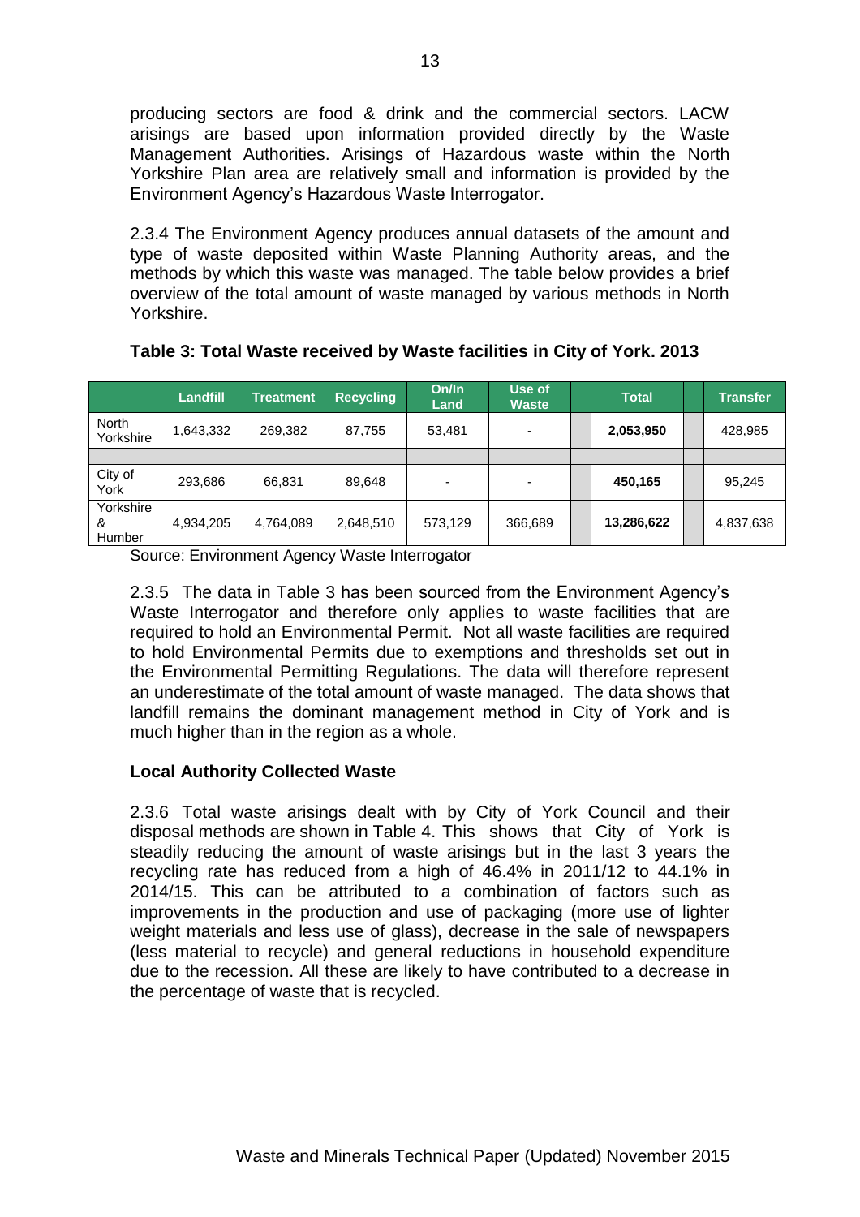producing sectors are food & drink and the commercial sectors. LACW arisings are based upon information provided directly by the Waste Management Authorities. Arisings of Hazardous waste within the North Yorkshire Plan area are relatively small and information is provided by the Environment Agency's Hazardous Waste Interrogator.

2.3.4 The Environment Agency produces annual datasets of the amount and type of waste deposited within Waste Planning Authority areas, and the methods by which this waste was managed. The table below provides a brief overview of the total amount of waste managed by various methods in North Yorkshire.

**Table 3: Total Waste received by Waste facilities in City of York. 2013**

| | Landfill | Treatment | Recycling | On/In Land | Use of Waste | | Total | | Transfer |
|---|---|---|---|---|---|---|---|---|---|
| North Yorkshire | 1,643,332 | 269,382 | 87,755 | 53,481 | - | | **2,053,950** | | 428,985 |
| | | | | | | | | | |
| City of York | 293,686 | 66,831 | 89,648 | - | - | | **450,165** | | 95,245 |
| Yorkshire & Humber | 4,934,205 | 4,764,089 | 2,648,510 | 573,129 | 366,689 | | **13,286,622** | | 4,837,638 |

Source: Environment Agency Waste Interrogator

2.3.5 The data in Table 3 has been sourced from the Environment Agency's Waste Interrogator and therefore only applies to waste facilities that are required to hold an Environmental Permit. Not all waste facilities are required to hold Environmental Permits due to exemptions and thresholds set out in the Environmental Permitting Regulations. The data will therefore represent an underestimate of the total amount of waste managed. The data shows that landfill remains the dominant management method in City of York and is much higher than in the region as a whole.

### Local Authority Collected Waste

2.3.6 Total waste arisings dealt with by City of York Council and their disposal methods are shown in Table 4. This shows that City of York is steadily reducing the amount of waste arisings but in the last 3 years the recycling rate has reduced from a high of 46.4% in 2011/12 to 44.1% in 2014/15. This can be attributed to a combination of factors such as improvements in the production and use of packaging (more use of lighter weight materials and less use of glass), decrease in the sale of newspapers (less material to recycle) and general reductions in household expenditure due to the recession. All these are likely to have contributed to a decrease in the percentage of waste that is recycled.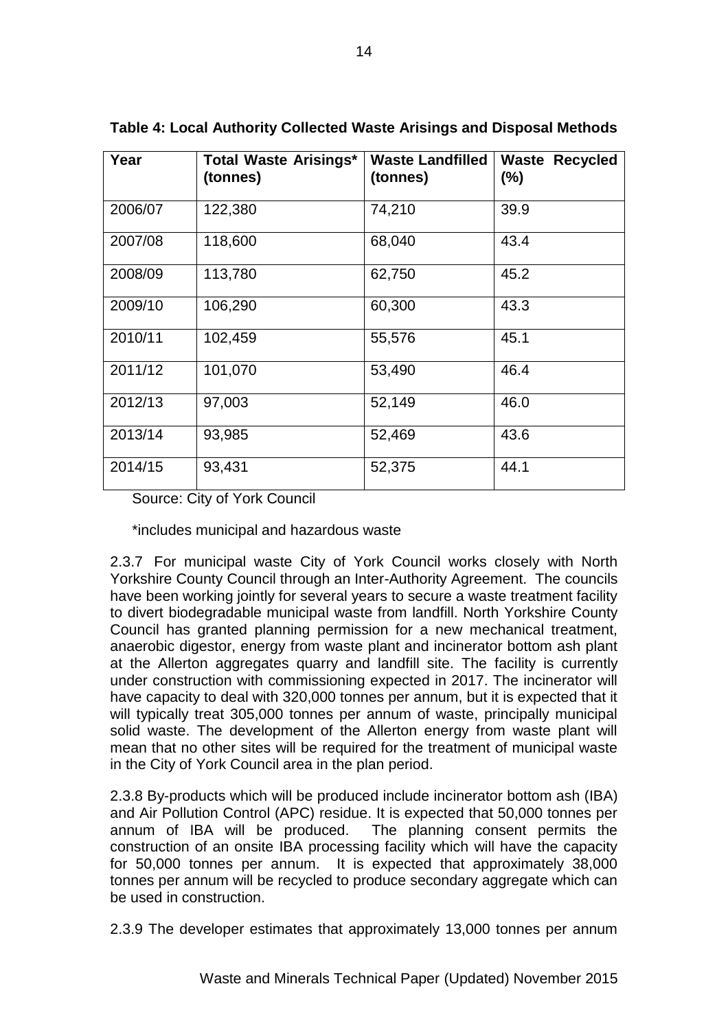**Table 4: Local Authority Collected Waste Arisings and Disposal Methods**

| Year | Total Waste Arisings* (tonnes) | Waste Landfilled (tonnes) | Waste Recycled (%) |
|---|---|---|---|
| 2006/07 | 122,380 | 74,210 | 39.9 |
| 2007/08 | 118,600 | 68,040 | 43.4 |
| 2008/09 | 113,780 | 62,750 | 45.2 |
| 2009/10 | 106,290 | 60,300 | 43.3 |
| 2010/11 | 102,459 | 55,576 | 45.1 |
| 2011/12 | 101,070 | 53,490 | 46.4 |
| 2012/13 | 97,003 | 52,149 | 46.0 |
| 2013/14 | 93,985 | 52,469 | 43.6 |
| 2014/15 | 93,431 | 52,375 | 44.1 |

Source: City of York Council

*includes municipal and hazardous waste

2.3.7 For municipal waste City of York Council works closely with North Yorkshire County Council through an Inter-Authority Agreement. The councils have been working jointly for several years to secure a waste treatment facility to divert biodegradable municipal waste from landfill. North Yorkshire County Council has granted planning permission for a new mechanical treatment, anaerobic digestor, energy from waste plant and incinerator bottom ash plant at the Allerton aggregates quarry and landfill site. The facility is currently under construction with commissioning expected in 2017. The incinerator will have capacity to deal with 320,000 tonnes per annum, but it is expected that it will typically treat 305,000 tonnes per annum of waste, principally municipal solid waste. The development of the Allerton energy from waste plant will mean that no other sites will be required for the treatment of municipal waste in the City of York Council area in the plan period.

2.3.8 By-products which will be produced include incinerator bottom ash (IBA) and Air Pollution Control (APC) residue. It is expected that 50,000 tonnes per annum of IBA will be produced. The planning consent permits the construction of an onsite IBA processing facility which will have the capacity for 50,000 tonnes per annum. It is expected that approximately 38,000 tonnes per annum will be recycled to produce secondary aggregate which can be used in construction.

2.3.9 The developer estimates that approximately 13,000 tonnes per annum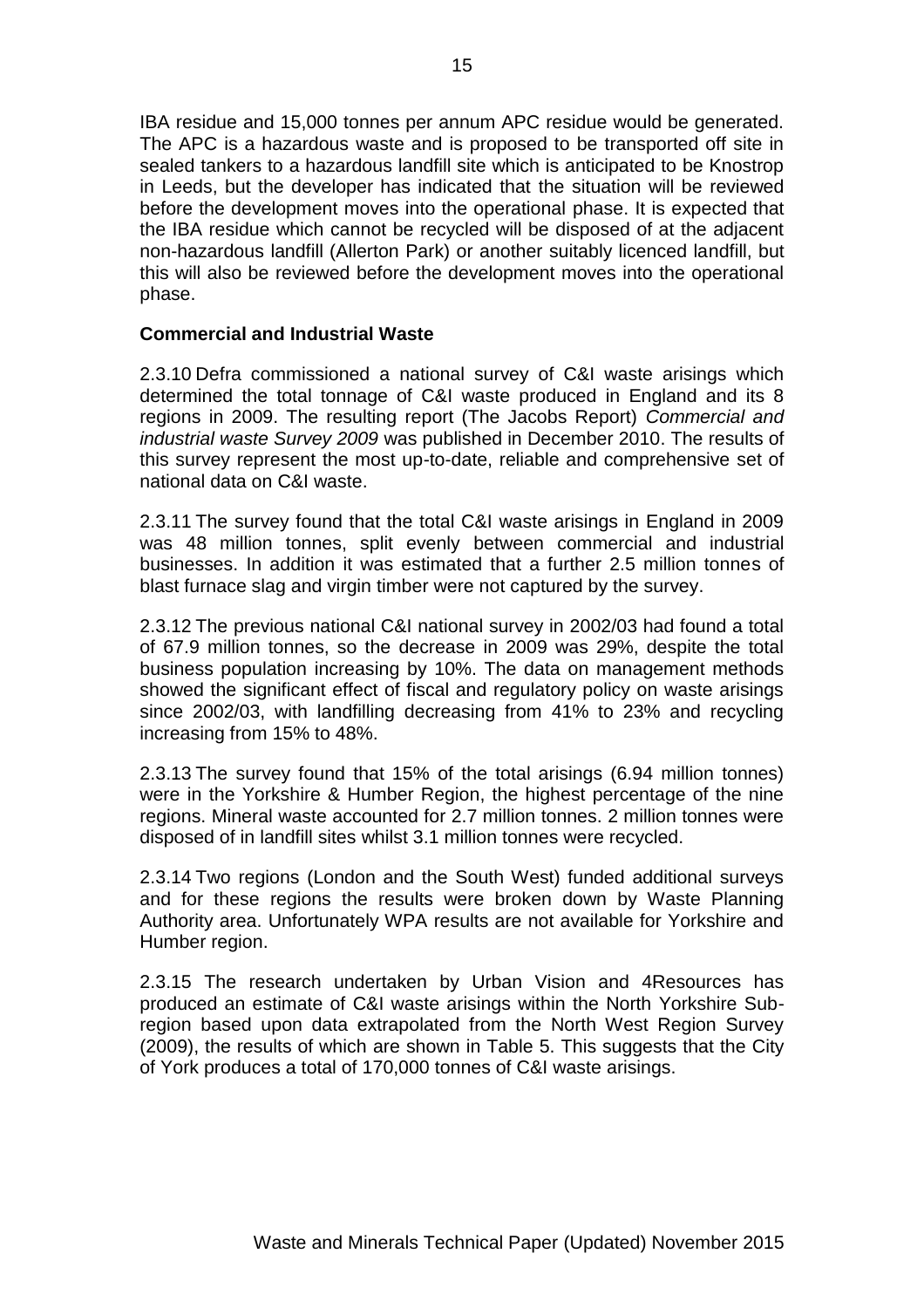IBA residue and 15,000 tonnes per annum APC residue would be generated. The APC is a hazardous waste and is proposed to be transported off site in sealed tankers to a hazardous landfill site which is anticipated to be Knostrop in Leeds, but the developer has indicated that the situation will be reviewed before the development moves into the operational phase. It is expected that the IBA residue which cannot be recycled will be disposed of at the adjacent non-hazardous landfill (Allerton Park) or another suitably licenced landfill, but this will also be reviewed before the development moves into the operational phase.

**Commercial and Industrial Waste**

2.3.10 Defra commissioned a national survey of C&I waste arisings which determined the total tonnage of C&I waste produced in England and its 8 regions in 2009. The resulting report (The Jacobs Report) *Commercial and industrial waste Survey 2009* was published in December 2010. The results of this survey represent the most up-to-date, reliable and comprehensive set of national data on C&I waste.

2.3.11 The survey found that the total C&I waste arisings in England in 2009 was 48 million tonnes, split evenly between commercial and industrial businesses. In addition it was estimated that a further 2.5 million tonnes of blast furnace slag and virgin timber were not captured by the survey.

2.3.12 The previous national C&I national survey in 2002/03 had found a total of 67.9 million tonnes, so the decrease in 2009 was 29%, despite the total business population increasing by 10%. The data on management methods showed the significant effect of fiscal and regulatory policy on waste arisings since 2002/03, with landfilling decreasing from 41% to 23% and recycling increasing from 15% to 48%.

2.3.13 The survey found that 15% of the total arisings (6.94 million tonnes) were in the Yorkshire & Humber Region, the highest percentage of the nine regions. Mineral waste accounted for 2.7 million tonnes. 2 million tonnes were disposed of in landfill sites whilst 3.1 million tonnes were recycled.

2.3.14 Two regions (London and the South West) funded additional surveys and for these regions the results were broken down by Waste Planning Authority area. Unfortunately WPA results are not available for Yorkshire and Humber region.

2.3.15 The research undertaken by Urban Vision and 4Resources has produced an estimate of C&I waste arisings within the North Yorkshire Sub-region based upon data extrapolated from the North West Region Survey (2009), the results of which are shown in Table 5. This suggests that the City of York produces a total of 170,000 tonnes of C&I waste arisings.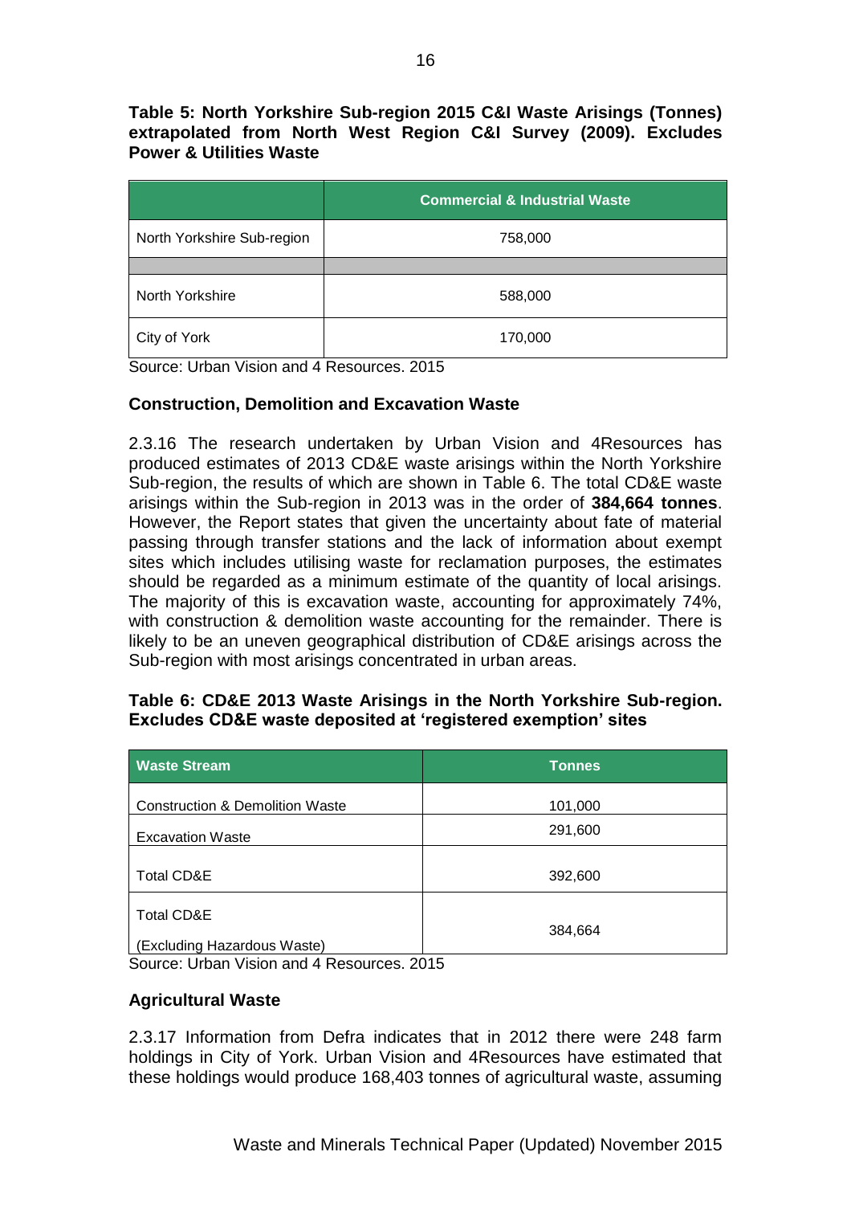**Table 5: North Yorkshire Sub-region 2015 C&I Waste Arisings (Tonnes) extrapolated from North West Region C&I Survey (2009). Excludes Power & Utilities Waste**

| | Commercial & Industrial Waste |
|---|---|
| North Yorkshire Sub-region | 758,000 |
| | |
| North Yorkshire | 588,000 |
| City of York | 170,000 |

Source: Urban Vision and 4 Resources. 2015

### Construction, Demolition and Excavation Waste

2.3.16 The research undertaken by Urban Vision and 4Resources has produced estimates of 2013 CD&E waste arisings within the North Yorkshire Sub-region, the results of which are shown in Table 6. The total CD&E waste arisings within the Sub-region in 2013 was in the order of **384,664 tonnes**. However, the Report states that given the uncertainty about fate of material passing through transfer stations and the lack of information about exempt sites which includes utilising waste for reclamation purposes, the estimates should be regarded as a minimum estimate of the quantity of local arisings. The majority of this is excavation waste, accounting for approximately 74%, with construction & demolition waste accounting for the remainder. There is likely to be an uneven geographical distribution of CD&E arisings across the Sub-region with most arisings concentrated in urban areas.

**Table 6: CD&E 2013 Waste Arisings in the North Yorkshire Sub-region. Excludes CD&E waste deposited at 'registered exemption' sites**

| Waste Stream | Tonnes |
|---|---|
| Construction & Demolition Waste | 101,000 |
| Excavation Waste | 291,600 |
| Total CD&E | 392,600 |
| Total CD&E (Excluding Hazardous Waste) | 384,664 |

Source: Urban Vision and 4 Resources. 2015

### Agricultural Waste

2.3.17 Information from Defra indicates that in 2012 there were 248 farm holdings in City of York. Urban Vision and 4Resources have estimated that these holdings would produce 168,403 tonnes of agricultural waste, assuming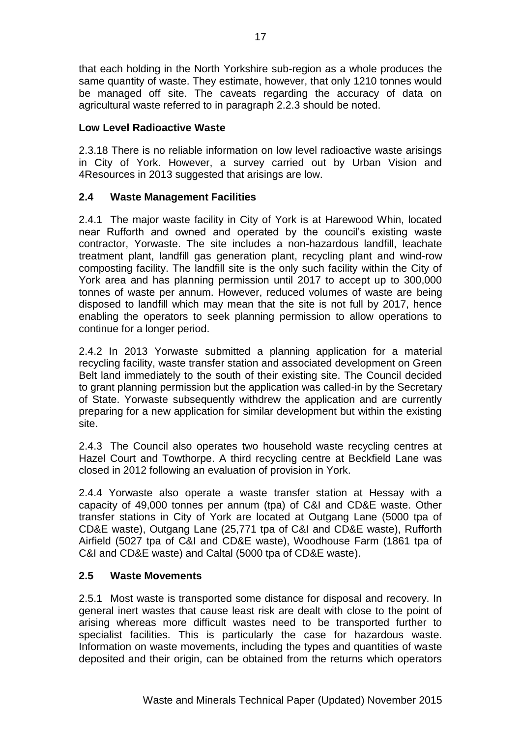that each holding in the North Yorkshire sub-region as a whole produces the same quantity of waste. They estimate, however, that only 1210 tonnes would be managed off site. The caveats regarding the accuracy of data on agricultural waste referred to in paragraph 2.2.3 should be noted.

**Low Level Radioactive Waste**

2.3.18 There is no reliable information on low level radioactive waste arisings in City of York. However, a survey carried out by Urban Vision and 4Resources in 2013 suggested that arisings are low.

## 2.4 Waste Management Facilities

2.4.1 The major waste facility in City of York is at Harewood Whin, located near Rufforth and owned and operated by the council's existing waste contractor, Yorwaste. The site includes a non-hazardous landfill, leachate treatment plant, landfill gas generation plant, recycling plant and wind-row composting facility. The landfill site is the only such facility within the City of York area and has planning permission until 2017 to accept up to 300,000 tonnes of waste per annum. However, reduced volumes of waste are being disposed to landfill which may mean that the site is not full by 2017, hence enabling the operators to seek planning permission to allow operations to continue for a longer period.

2.4.2 In 2013 Yorwaste submitted a planning application for a material recycling facility, waste transfer station and associated development on Green Belt land immediately to the south of their existing site. The Council decided to grant planning permission but the application was called-in by the Secretary of State. Yorwaste subsequently withdrew the application and are currently preparing for a new application for similar development but within the existing site.

2.4.3 The Council also operates two household waste recycling centres at Hazel Court and Towthorpe. A third recycling centre at Beckfield Lane was closed in 2012 following an evaluation of provision in York.

2.4.4 Yorwaste also operate a waste transfer station at Hessay with a capacity of 49,000 tonnes per annum (tpa) of C&I and CD&E waste. Other transfer stations in City of York are located at Outgang Lane (5000 tpa of CD&E waste), Outgang Lane (25,771 tpa of C&I and CD&E waste), Rufforth Airfield (5027 tpa of C&I and CD&E waste), Woodhouse Farm (1861 tpa of C&I and CD&E waste) and Caltal (5000 tpa of CD&E waste).

## 2.5 Waste Movements

2.5.1 Most waste is transported some distance for disposal and recovery. In general inert wastes that cause least risk are dealt with close to the point of arising whereas more difficult wastes need to be transported further to specialist facilities. This is particularly the case for hazardous waste. Information on waste movements, including the types and quantities of waste deposited and their origin, can be obtained from the returns which operators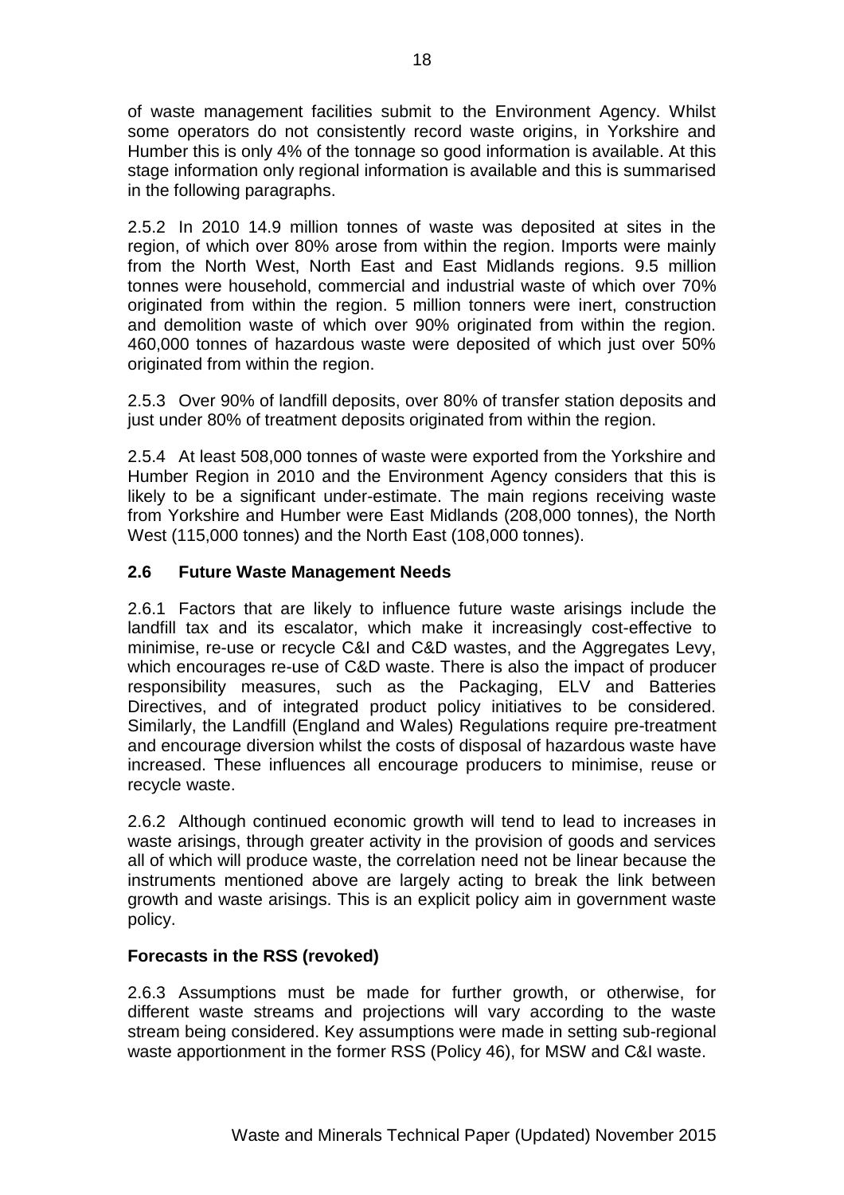of waste management facilities submit to the Environment Agency. Whilst some operators do not consistently record waste origins, in Yorkshire and Humber this is only 4% of the tonnage so good information is available. At this stage information only regional information is available and this is summarised in the following paragraphs.

2.5.2 In 2010 14.9 million tonnes of waste was deposited at sites in the region, of which over 80% arose from within the region. Imports were mainly from the North West, North East and East Midlands regions. 9.5 million tonnes were household, commercial and industrial waste of which over 70% originated from within the region. 5 million tonners were inert, construction and demolition waste of which over 90% originated from within the region. 460,000 tonnes of hazardous waste were deposited of which just over 50% originated from within the region.

2.5.3 Over 90% of landfill deposits, over 80% of transfer station deposits and just under 80% of treatment deposits originated from within the region.

2.5.4 At least 508,000 tonnes of waste were exported from the Yorkshire and Humber Region in 2010 and the Environment Agency considers that this is likely to be a significant under-estimate. The main regions receiving waste from Yorkshire and Humber were East Midlands (208,000 tonnes), the North West (115,000 tonnes) and the North East (108,000 tonnes).

## 2.6 Future Waste Management Needs

2.6.1 Factors that are likely to influence future waste arisings include the landfill tax and its escalator, which make it increasingly cost-effective to minimise, re-use or recycle C&I and C&D wastes, and the Aggregates Levy, which encourages re-use of C&D waste. There is also the impact of producer responsibility measures, such as the Packaging, ELV and Batteries Directives, and of integrated product policy initiatives to be considered. Similarly, the Landfill (England and Wales) Regulations require pre-treatment and encourage diversion whilst the costs of disposal of hazardous waste have increased. These influences all encourage producers to minimise, reuse or recycle waste.

2.6.2 Although continued economic growth will tend to lead to increases in waste arisings, through greater activity in the provision of goods and services all of which will produce waste, the correlation need not be linear because the instruments mentioned above are largely acting to break the link between growth and waste arisings. This is an explicit policy aim in government waste policy.

### Forecasts in the RSS (revoked)

2.6.3 Assumptions must be made for further growth, or otherwise, for different waste streams and projections will vary according to the waste stream being considered. Key assumptions were made in setting sub-regional waste apportionment in the former RSS (Policy 46), for MSW and C&I waste.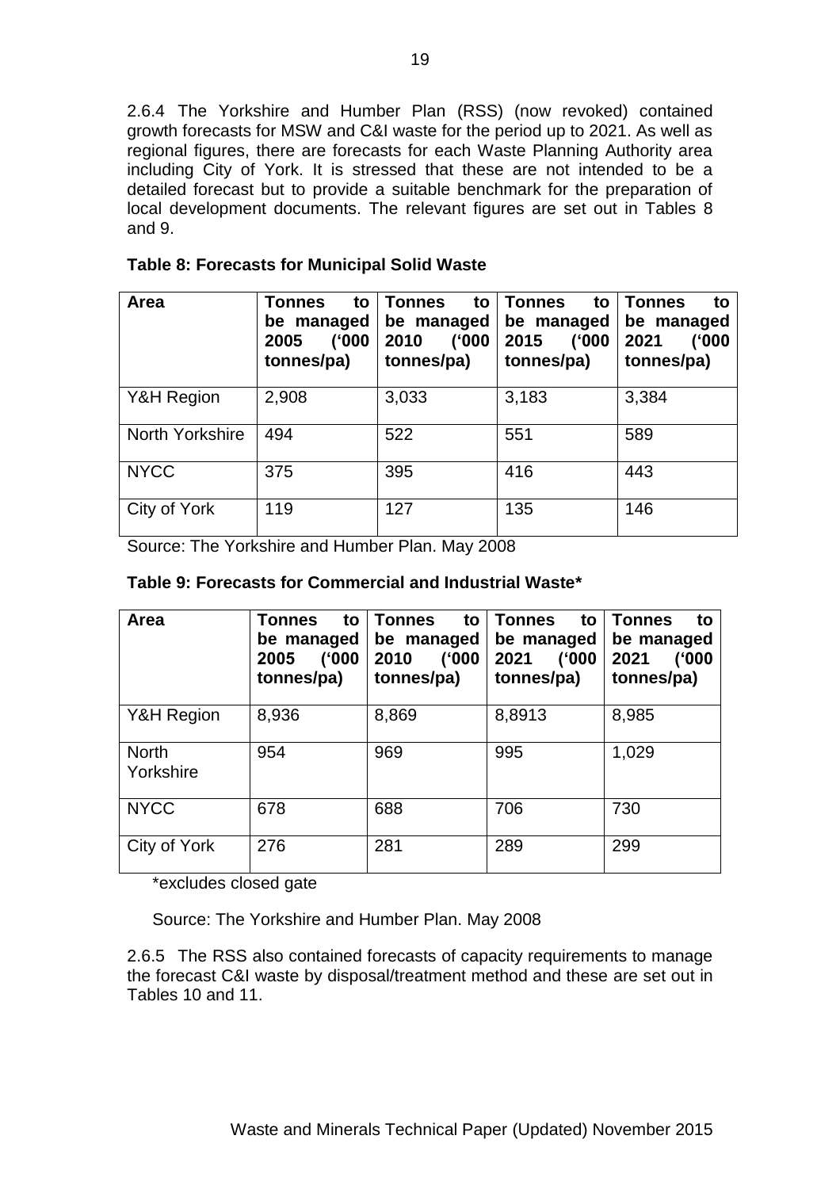2.6.4 The Yorkshire and Humber Plan (RSS) (now revoked) contained growth forecasts for MSW and C&I waste for the period up to 2021. As well as regional figures, there are forecasts for each Waste Planning Authority area including City of York. It is stressed that these are not intended to be a detailed forecast but to provide a suitable benchmark for the preparation of local development documents. The relevant figures are set out in Tables 8 and 9.

**Table 8: Forecasts for Municipal Solid Waste**

| Area | Tonnes to be managed 2005 ('000 tonnes/pa) | Tonnes to be managed 2010 ('000 tonnes/pa) | Tonnes to be managed 2015 ('000 tonnes/pa) | Tonnes to be managed 2021 ('000 tonnes/pa) |
|---|---|---|---|---|
| Y&H Region | 2,908 | 3,033 | 3,183 | 3,384 |
| North Yorkshire | 494 | 522 | 551 | 589 |
| NYCC | 375 | 395 | 416 | 443 |
| City of York | 119 | 127 | 135 | 146 |

Source: The Yorkshire and Humber Plan. May 2008

**Table 9: Forecasts for Commercial and Industrial Waste***

| Area | Tonnes to be managed 2005 ('000 tonnes/pa) | Tonnes to be managed 2010 ('000 tonnes/pa) | Tonnes to be managed 2021 ('000 tonnes/pa) | Tonnes to be managed 2021 ('000 tonnes/pa) |
|---|---|---|---|---|
| Y&H Region | 8,936 | 8,869 | 8,8913 | 8,985 |
| North Yorkshire | 954 | 969 | 995 | 1,029 |
| NYCC | 678 | 688 | 706 | 730 |
| City of York | 276 | 281 | 289 | 299 |

*excludes closed gate

Source: The Yorkshire and Humber Plan. May 2008

2.6.5 The RSS also contained forecasts of capacity requirements to manage the forecast C&I waste by disposal/treatment method and these are set out in Tables 10 and 11.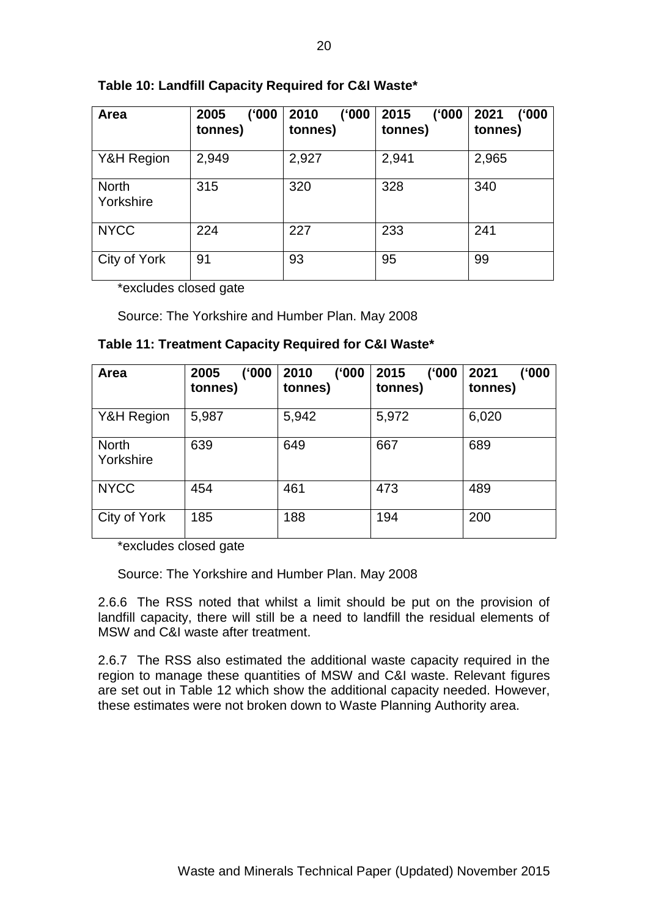**Table 10: Landfill Capacity Required for C&I Waste***

| Area | 2005 ('000 tonnes) | 2010 ('000 tonnes) | 2015 ('000 tonnes) | 2021 ('000 tonnes) |
|---|---|---|---|---|
| Y&H Region | 2,949 | 2,927 | 2,941 | 2,965 |
| North Yorkshire | 315 | 320 | 328 | 340 |
| NYCC | 224 | 227 | 233 | 241 |
| City of York | 91 | 93 | 95 | 99 |

*excludes closed gate

Source: The Yorkshire and Humber Plan. May 2008

**Table 11: Treatment Capacity Required for C&I Waste***

| Area | 2005 ('000 tonnes) | 2010 ('000 tonnes) | 2015 ('000 tonnes) | 2021 ('000 tonnes) |
|---|---|---|---|---|
| Y&H Region | 5,987 | 5,942 | 5,972 | 6,020 |
| North Yorkshire | 639 | 649 | 667 | 689 |
| NYCC | 454 | 461 | 473 | 489 |
| City of York | 185 | 188 | 194 | 200 |

*excludes closed gate

Source: The Yorkshire and Humber Plan. May 2008

2.6.6 The RSS noted that whilst a limit should be put on the provision of landfill capacity, there will still be a need to landfill the residual elements of MSW and C&I waste after treatment.

2.6.7 The RSS also estimated the additional waste capacity required in the region to manage these quantities of MSW and C&I waste. Relevant figures are set out in Table 12 which show the additional capacity needed. However, these estimates were not broken down to Waste Planning Authority area.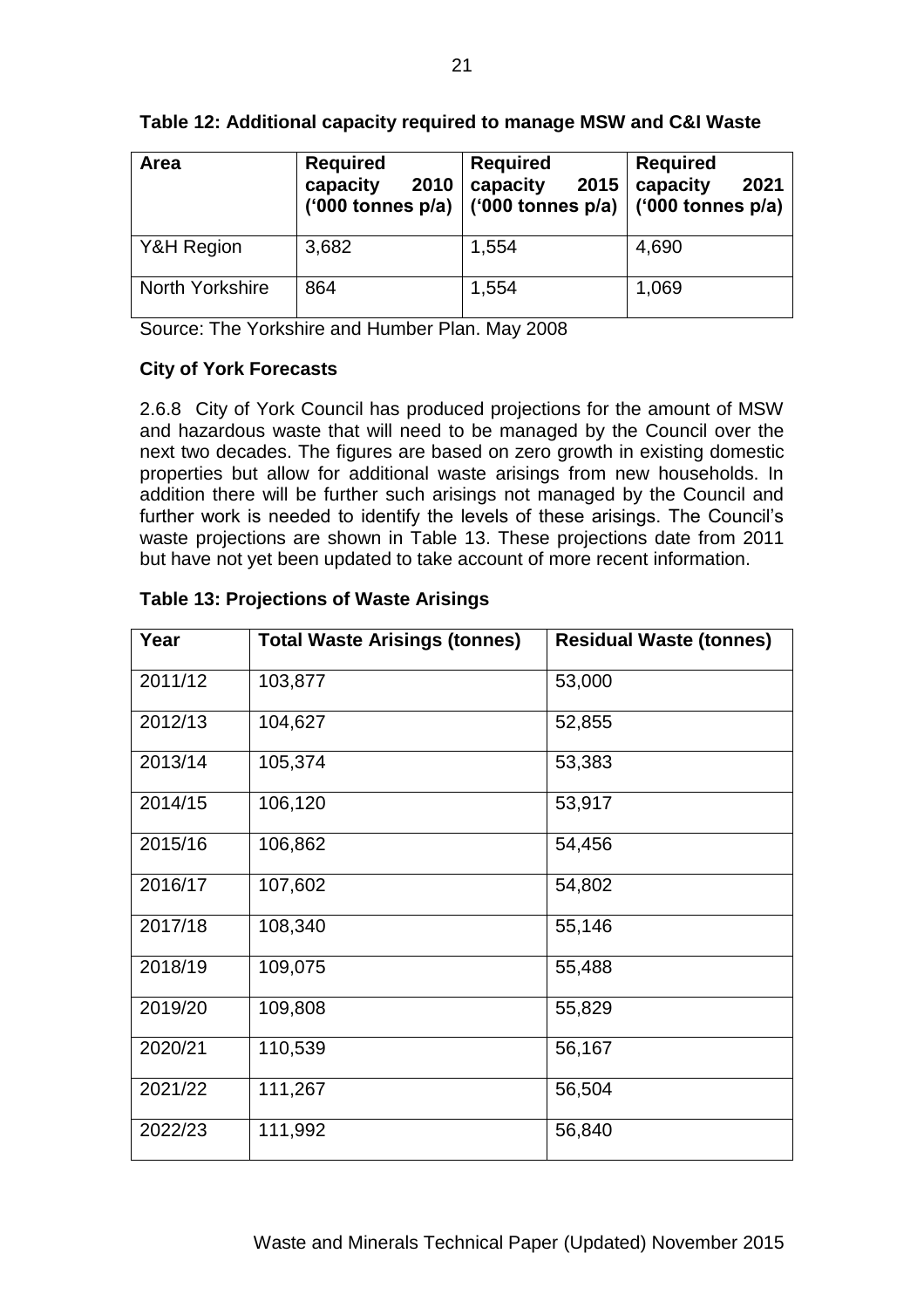**Table 12: Additional capacity required to manage MSW and C&I Waste**

| Area | Required capacity 2010 ('000 tonnes p/a) | Required capacity 2015 ('000 tonnes p/a) | Required capacity 2021 ('000 tonnes p/a) |
|---|---|---|---|
| Y&H Region | 3,682 | 1,554 | 4,690 |
| North Yorkshire | 864 | 1,554 | 1,069 |

Source: The Yorkshire and Humber Plan. May 2008

**City of York Forecasts**

2.6.8 City of York Council has produced projections for the amount of MSW and hazardous waste that will need to be managed by the Council over the next two decades. The figures are based on zero growth in existing domestic properties but allow for additional waste arisings from new households. In addition there will be further such arisings not managed by the Council and further work is needed to identify the levels of these arisings. The Council's waste projections are shown in Table 13. These projections date from 2011 but have not yet been updated to take account of more recent information.

**Table 13: Projections of Waste Arisings**

| Year | Total Waste Arisings (tonnes) | Residual Waste (tonnes) |
|---|---|---|
| 2011/12 | 103,877 | 53,000 |
| 2012/13 | 104,627 | 52,855 |
| 2013/14 | 105,374 | 53,383 |
| 2014/15 | 106,120 | 53,917 |
| 2015/16 | 106,862 | 54,456 |
| 2016/17 | 107,602 | 54,802 |
| 2017/18 | 108,340 | 55,146 |
| 2018/19 | 109,075 | 55,488 |
| 2019/20 | 109,808 | 55,829 |
| 2020/21 | 110,539 | 56,167 |
| 2021/22 | 111,267 | 56,504 |
| 2022/23 | 111,992 | 56,840 |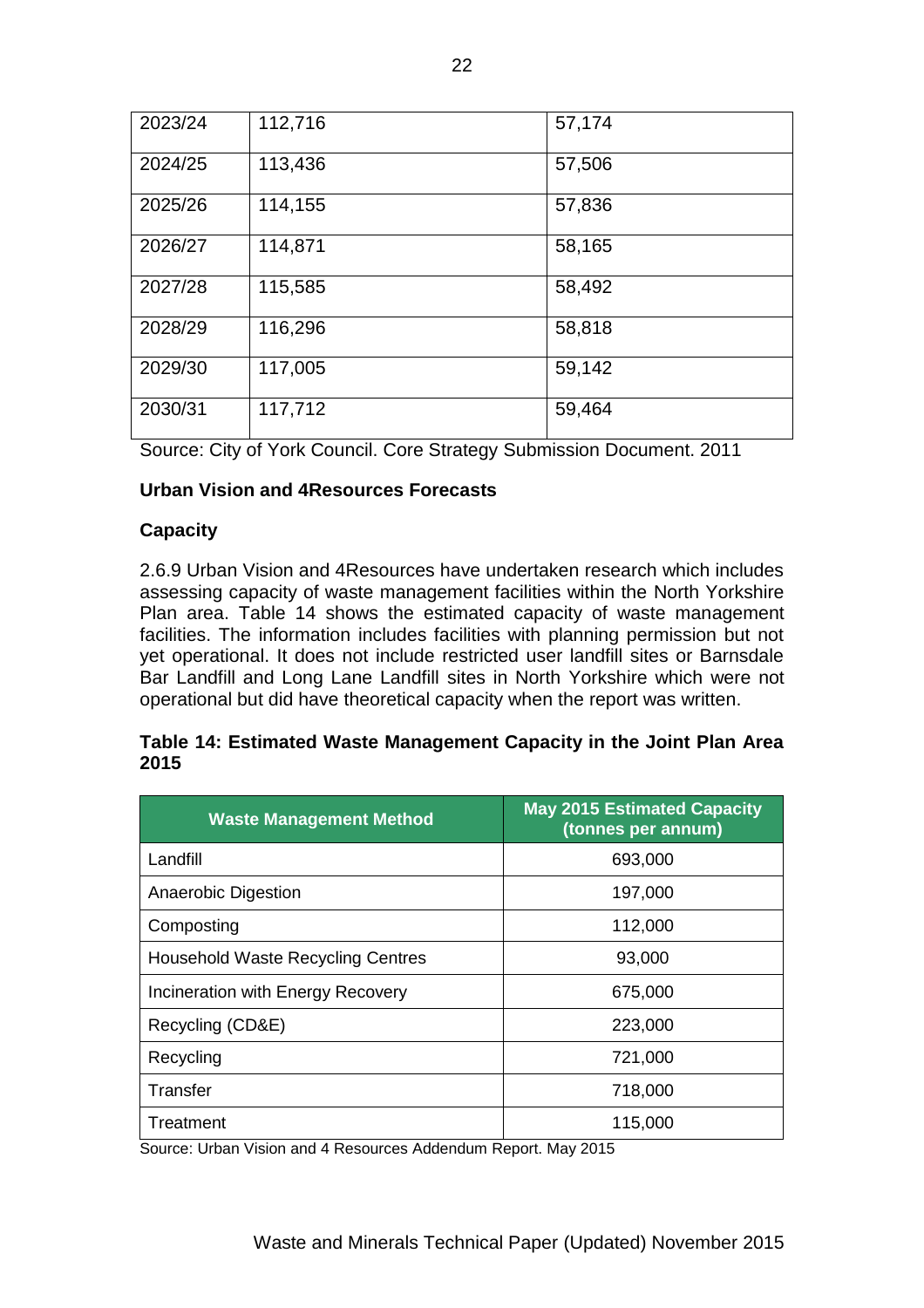| | | |
|---|---|---|
| 2023/24 | 112,716 | 57,174 |
| 2024/25 | 113,436 | 57,506 |
| 2025/26 | 114,155 | 57,836 |
| 2026/27 | 114,871 | 58,165 |
| 2027/28 | 115,585 | 58,492 |
| 2028/29 | 116,296 | 58,818 |
| 2029/30 | 117,005 | 59,142 |
| 2030/31 | 117,712 | 59,464 |

Source: City of York Council. Core Strategy Submission Document. 2011

**Urban Vision and 4Resources Forecasts**

**Capacity**

2.6.9 Urban Vision and 4Resources have undertaken research which includes assessing capacity of waste management facilities within the North Yorkshire Plan area. Table 14 shows the estimated capacity of waste management facilities. The information includes facilities with planning permission but not yet operational. It does not include restricted user landfill sites or Barnsdale Bar Landfill and Long Lane Landfill sites in North Yorkshire which were not operational but did have theoretical capacity when the report was written.

**Table 14: Estimated Waste Management Capacity in the Joint Plan Area 2015**

| Waste Management Method | May 2015 Estimated Capacity (tonnes per annum) |
|---|---|
| Landfill | 693,000 |
| Anaerobic Digestion | 197,000 |
| Composting | 112,000 |
| Household Waste Recycling Centres | 93,000 |
| Incineration with Energy Recovery | 675,000 |
| Recycling (CD&E) | 223,000 |
| Recycling | 721,000 |
| Transfer | 718,000 |
| Treatment | 115,000 |

Source: Urban Vision and 4 Resources Addendum Report. May 2015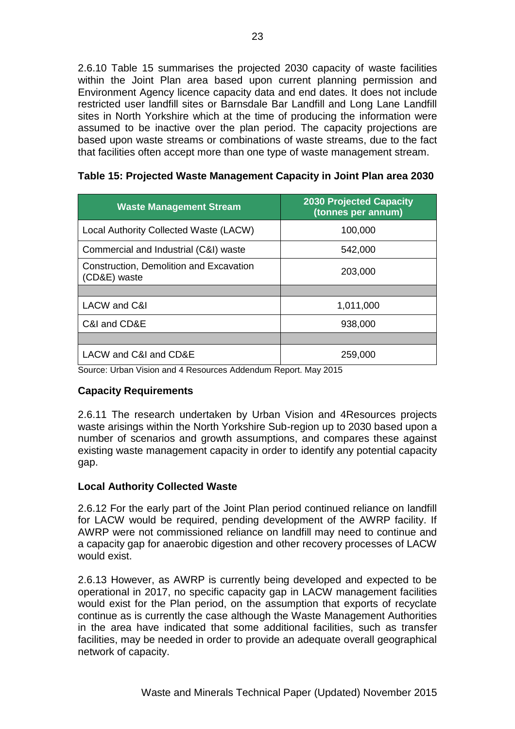2.6.10 Table 15 summarises the projected 2030 capacity of waste facilities within the Joint Plan area based upon current planning permission and Environment Agency licence capacity data and end dates. It does not include restricted user landfill sites or Barnsdale Bar Landfill and Long Lane Landfill sites in North Yorkshire which at the time of producing the information were assumed to be inactive over the plan period. The capacity projections are based upon waste streams or combinations of waste streams, due to the fact that facilities often accept more than one type of waste management stream.

**Table 15: Projected Waste Management Capacity in Joint Plan area 2030**

| Waste Management Stream | 2030 Projected Capacity (tonnes per annum) |
|---|---|
| Local Authority Collected Waste (LACW) | 100,000 |
| Commercial and Industrial (C&I) waste | 542,000 |
| Construction, Demolition and Excavation (CD&E) waste | 203,000 |
| | |
| LACW and C&I | 1,011,000 |
| C&I and CD&E | 938,000 |
| | |
| LACW and C&I and CD&E | 259,000 |

Source: Urban Vision and 4 Resources Addendum Report. May 2015

**Capacity Requirements**

2.6.11 The research undertaken by Urban Vision and 4Resources projects waste arisings within the North Yorkshire Sub-region up to 2030 based upon a number of scenarios and growth assumptions, and compares these against existing waste management capacity in order to identify any potential capacity gap.

**Local Authority Collected Waste**

2.6.12 For the early part of the Joint Plan period continued reliance on landfill for LACW would be required, pending development of the AWRP facility. If AWRP were not commissioned reliance on landfill may need to continue and a capacity gap for anaerobic digestion and other recovery processes of LACW would exist.

2.6.13 However, as AWRP is currently being developed and expected to be operational in 2017, no specific capacity gap in LACW management facilities would exist for the Plan period, on the assumption that exports of recyclate continue as is currently the case although the Waste Management Authorities in the area have indicated that some additional facilities, such as transfer facilities, may be needed in order to provide an adequate overall geographical network of capacity.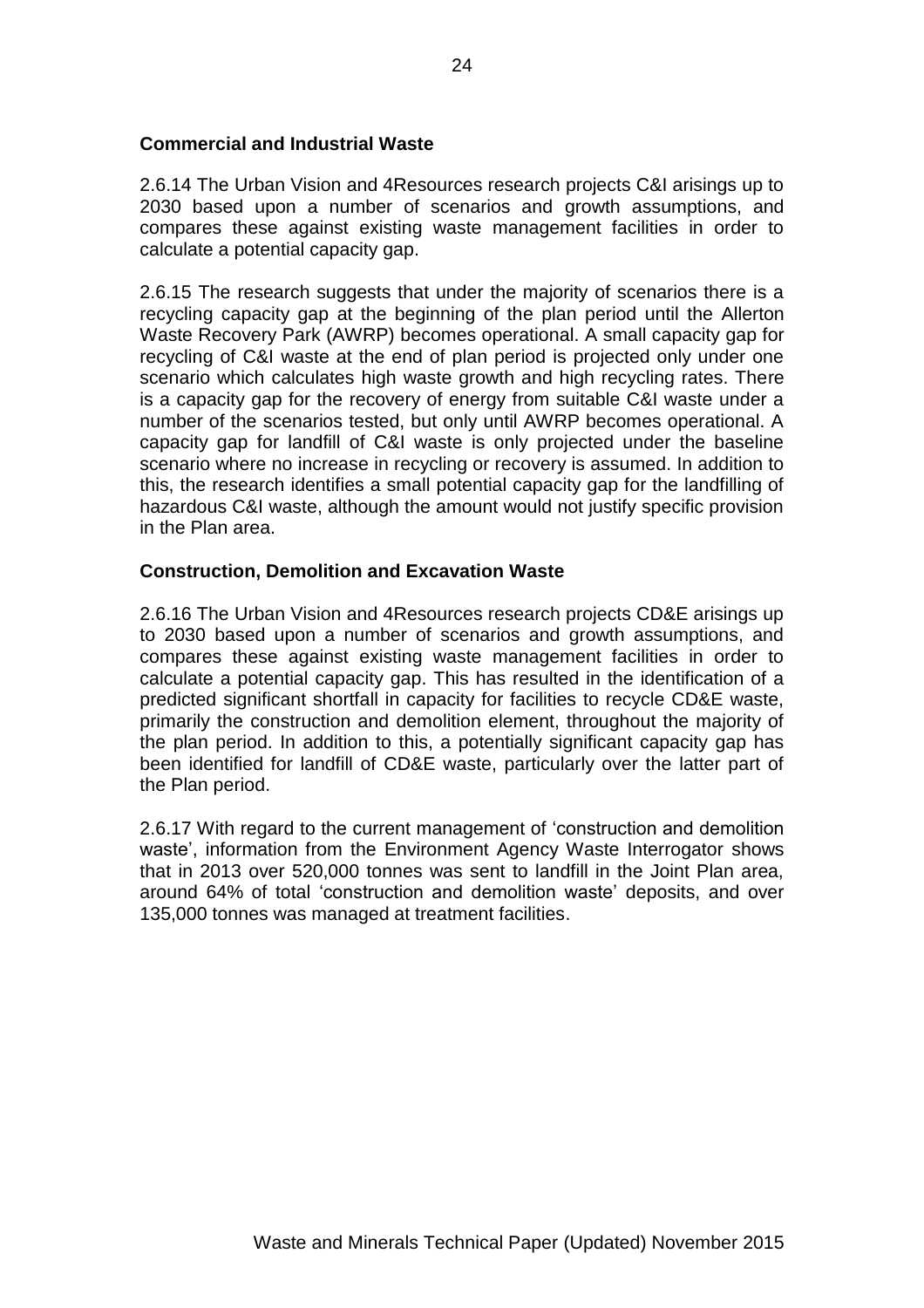### Commercial and Industrial Waste

2.6.14 The Urban Vision and 4Resources research projects C&I arisings up to 2030 based upon a number of scenarios and growth assumptions, and compares these against existing waste management facilities in order to calculate a potential capacity gap.

2.6.15 The research suggests that under the majority of scenarios there is a recycling capacity gap at the beginning of the plan period until the Allerton Waste Recovery Park (AWRP) becomes operational. A small capacity gap for recycling of C&I waste at the end of plan period is projected only under one scenario which calculates high waste growth and high recycling rates. There is a capacity gap for the recovery of energy from suitable C&I waste under a number of the scenarios tested, but only until AWRP becomes operational. A capacity gap for landfill of C&I waste is only projected under the baseline scenario where no increase in recycling or recovery is assumed. In addition to this, the research identifies a small potential capacity gap for the landfilling of hazardous C&I waste, although the amount would not justify specific provision in the Plan area.

### Construction, Demolition and Excavation Waste

2.6.16 The Urban Vision and 4Resources research projects CD&E arisings up to 2030 based upon a number of scenarios and growth assumptions, and compares these against existing waste management facilities in order to calculate a potential capacity gap. This has resulted in the identification of a predicted significant shortfall in capacity for facilities to recycle CD&E waste, primarily the construction and demolition element, throughout the majority of the plan period. In addition to this, a potentially significant capacity gap has been identified for landfill of CD&E waste, particularly over the latter part of the Plan period.

2.6.17 With regard to the current management of 'construction and demolition waste', information from the Environment Agency Waste Interrogator shows that in 2013 over 520,000 tonnes was sent to landfill in the Joint Plan area, around 64% of total 'construction and demolition waste' deposits, and over 135,000 tonnes was managed at treatment facilities.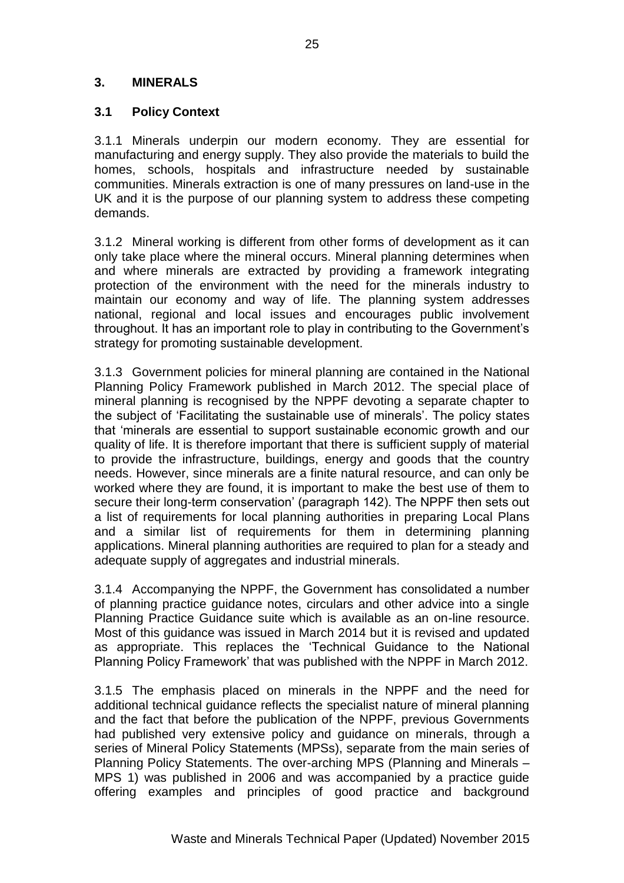## 3. MINERALS

### 3.1 Policy Context

3.1.1 Minerals underpin our modern economy. They are essential for manufacturing and energy supply. They also provide the materials to build the homes, schools, hospitals and infrastructure needed by sustainable communities. Minerals extraction is one of many pressures on land-use in the UK and it is the purpose of our planning system to address these competing demands.

3.1.2 Mineral working is different from other forms of development as it can only take place where the mineral occurs. Mineral planning determines when and where minerals are extracted by providing a framework integrating protection of the environment with the need for the minerals industry to maintain our economy and way of life. The planning system addresses national, regional and local issues and encourages public involvement throughout. It has an important role to play in contributing to the Government's strategy for promoting sustainable development.

3.1.3 Government policies for mineral planning are contained in the National Planning Policy Framework published in March 2012. The special place of mineral planning is recognised by the NPPF devoting a separate chapter to the subject of 'Facilitating the sustainable use of minerals'. The policy states that 'minerals are essential to support sustainable economic growth and our quality of life. It is therefore important that there is sufficient supply of material to provide the infrastructure, buildings, energy and goods that the country needs. However, since minerals are a finite natural resource, and can only be worked where they are found, it is important to make the best use of them to secure their long-term conservation' (paragraph 142). The NPPF then sets out a list of requirements for local planning authorities in preparing Local Plans and a similar list of requirements for them in determining planning applications. Mineral planning authorities are required to plan for a steady and adequate supply of aggregates and industrial minerals.

3.1.4 Accompanying the NPPF, the Government has consolidated a number of planning practice guidance notes, circulars and other advice into a single Planning Practice Guidance suite which is available as an on-line resource. Most of this guidance was issued in March 2014 but it is revised and updated as appropriate. This replaces the 'Technical Guidance to the National Planning Policy Framework' that was published with the NPPF in March 2012.

3.1.5 The emphasis placed on minerals in the NPPF and the need for additional technical guidance reflects the specialist nature of mineral planning and the fact that before the publication of the NPPF, previous Governments had published very extensive policy and guidance on minerals, through a series of Mineral Policy Statements (MPSs), separate from the main series of Planning Policy Statements. The over-arching MPS (Planning and Minerals – MPS 1) was published in 2006 and was accompanied by a practice guide offering examples and principles of good practice and background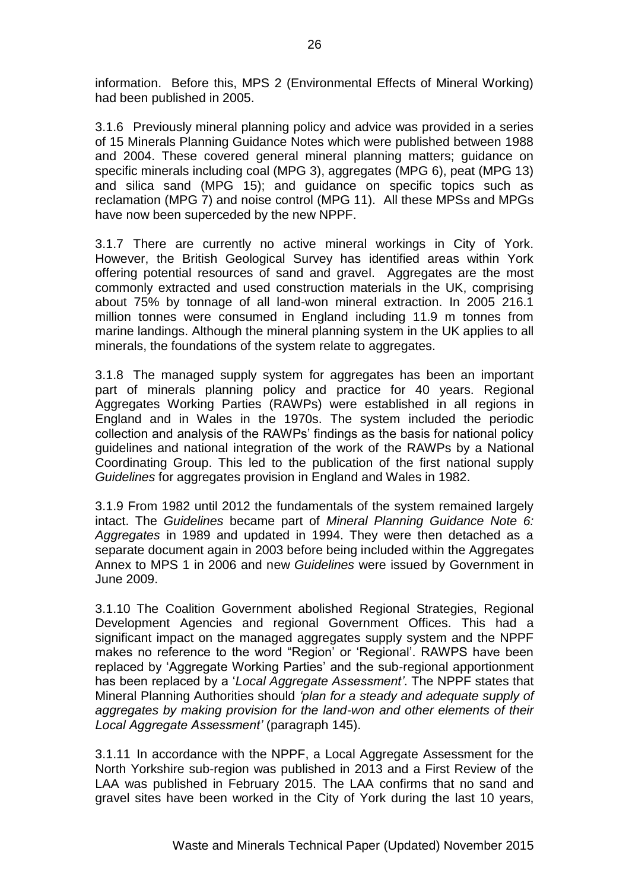information. Before this, MPS 2 (Environmental Effects of Mineral Working) had been published in 2005.

3.1.6 Previously mineral planning policy and advice was provided in a series of 15 Minerals Planning Guidance Notes which were published between 1988 and 2004. These covered general mineral planning matters; guidance on specific minerals including coal (MPG 3), aggregates (MPG 6), peat (MPG 13) and silica sand (MPG 15); and guidance on specific topics such as reclamation (MPG 7) and noise control (MPG 11). All these MPSs and MPGs have now been superceded by the new NPPF.

3.1.7 There are currently no active mineral workings in City of York. However, the British Geological Survey has identified areas within York offering potential resources of sand and gravel. Aggregates are the most commonly extracted and used construction materials in the UK, comprising about 75% by tonnage of all land-won mineral extraction. In 2005 216.1 million tonnes were consumed in England including 11.9 m tonnes from marine landings. Although the mineral planning system in the UK applies to all minerals, the foundations of the system relate to aggregates.

3.1.8 The managed supply system for aggregates has been an important part of minerals planning policy and practice for 40 years. Regional Aggregates Working Parties (RAWPs) were established in all regions in England and in Wales in the 1970s. The system included the periodic collection and analysis of the RAWPs' findings as the basis for national policy guidelines and national integration of the work of the RAWPs by a National Coordinating Group. This led to the publication of the first national supply *Guidelines* for aggregates provision in England and Wales in 1982.

3.1.9 From 1982 until 2012 the fundamentals of the system remained largely intact. The *Guidelines* became part of *Mineral Planning Guidance Note 6: Aggregates* in 1989 and updated in 1994. They were then detached as a separate document again in 2003 before being included within the Aggregates Annex to MPS 1 in 2006 and new *Guidelines* were issued by Government in June 2009.

3.1.10 The Coalition Government abolished Regional Strategies, Regional Development Agencies and regional Government Offices. This had a significant impact on the managed aggregates supply system and the NPPF makes no reference to the word "Region" or 'Regional'. RAWPS have been replaced by 'Aggregate Working Parties' and the sub-regional apportionment has been replaced by a '*Local Aggregate Assessment'*. The NPPF states that Mineral Planning Authorities should *'plan for a steady and adequate supply of aggregates by making provision for the land-won and other elements of their Local Aggregate Assessment'* (paragraph 145).

3.1.11 In accordance with the NPPF, a Local Aggregate Assessment for the North Yorkshire sub-region was published in 2013 and a First Review of the LAA was published in February 2015. The LAA confirms that no sand and gravel sites have been worked in the City of York during the last 10 years,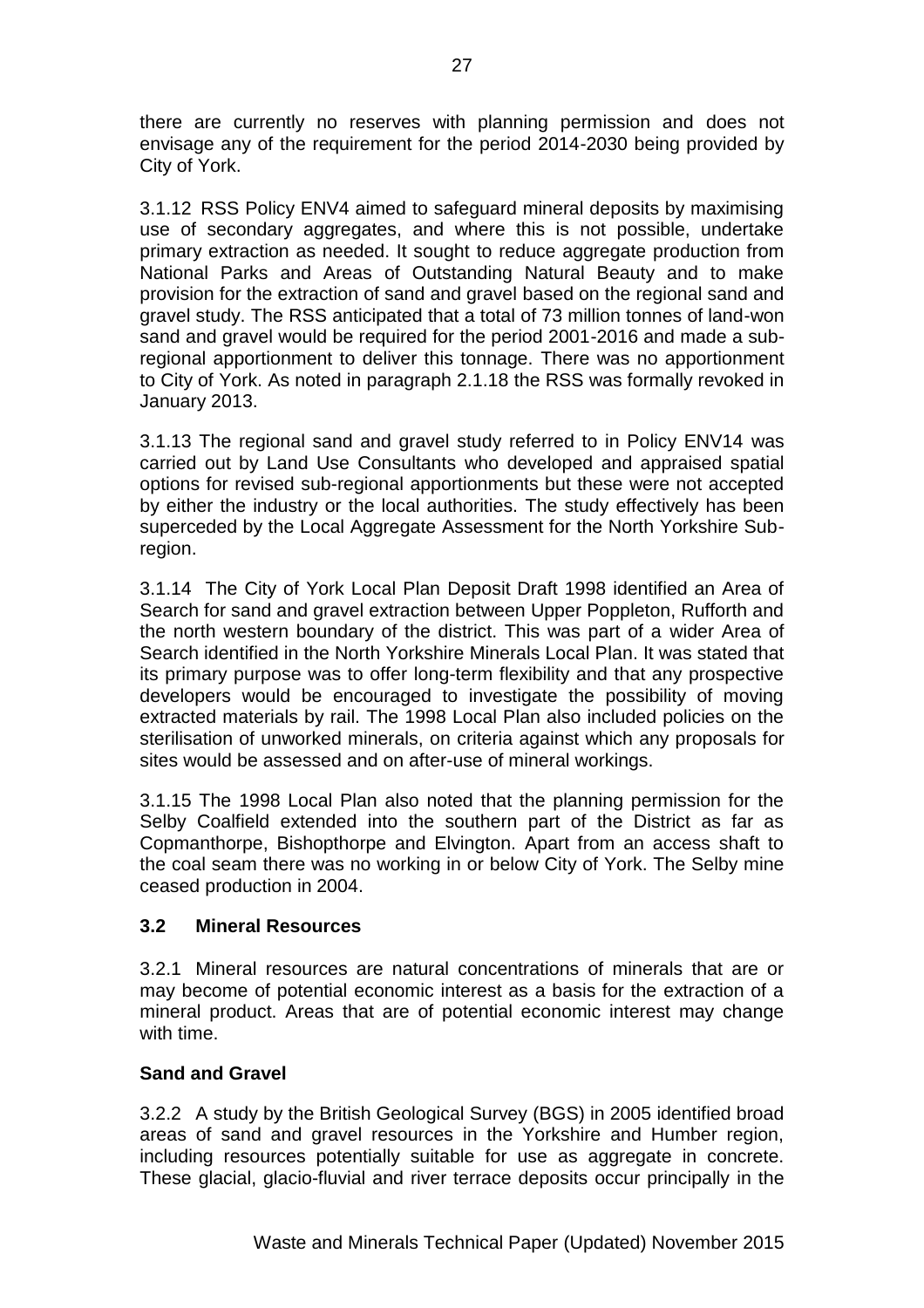there are currently no reserves with planning permission and does not envisage any of the requirement for the period 2014-2030 being provided by City of York.

3.1.12 RSS Policy ENV4 aimed to safeguard mineral deposits by maximising use of secondary aggregates, and where this is not possible, undertake primary extraction as needed. It sought to reduce aggregate production from National Parks and Areas of Outstanding Natural Beauty and to make provision for the extraction of sand and gravel based on the regional sand and gravel study. The RSS anticipated that a total of 73 million tonnes of land-won sand and gravel would be required for the period 2001-2016 and made a sub-regional apportionment to deliver this tonnage. There was no apportionment to City of York. As noted in paragraph 2.1.18 the RSS was formally revoked in January 2013.

3.1.13 The regional sand and gravel study referred to in Policy ENV14 was carried out by Land Use Consultants who developed and appraised spatial options for revised sub-regional apportionments but these were not accepted by either the industry or the local authorities. The study effectively has been superceded by the Local Aggregate Assessment for the North Yorkshire Sub-region.

3.1.14 The City of York Local Plan Deposit Draft 1998 identified an Area of Search for sand and gravel extraction between Upper Poppleton, Rufforth and the north western boundary of the district. This was part of a wider Area of Search identified in the North Yorkshire Minerals Local Plan. It was stated that its primary purpose was to offer long-term flexibility and that any prospective developers would be encouraged to investigate the possibility of moving extracted materials by rail. The 1998 Local Plan also included policies on the sterilisation of unworked minerals, on criteria against which any proposals for sites would be assessed and on after-use of mineral workings.

3.1.15 The 1998 Local Plan also noted that the planning permission for the Selby Coalfield extended into the southern part of the District as far as Copmanthorpe, Bishopthorpe and Elvington. Apart from an access shaft to the coal seam there was no working in or below City of York. The Selby mine ceased production in 2004.

## 3.2 Mineral Resources

3.2.1 Mineral resources are natural concentrations of minerals that are or may become of potential economic interest as a basis for the extraction of a mineral product. Areas that are of potential economic interest may change with time.

### Sand and Gravel

3.2.2 A study by the British Geological Survey (BGS) in 2005 identified broad areas of sand and gravel resources in the Yorkshire and Humber region, including resources potentially suitable for use as aggregate in concrete. These glacial, glacio-fluvial and river terrace deposits occur principally in the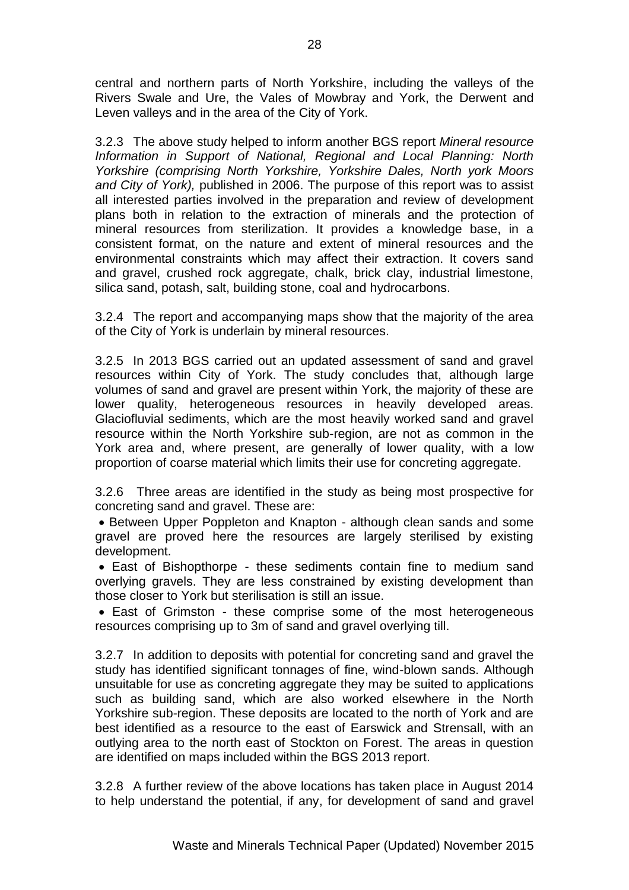central and northern parts of North Yorkshire, including the valleys of the Rivers Swale and Ure, the Vales of Mowbray and York, the Derwent and Leven valleys and in the area of the City of York.

3.2.3 The above study helped to inform another BGS report *Mineral resource Information in Support of National, Regional and Local Planning: North Yorkshire (comprising North Yorkshire, Yorkshire Dales, North york Moors and City of York),* published in 2006. The purpose of this report was to assist all interested parties involved in the preparation and review of development plans both in relation to the extraction of minerals and the protection of mineral resources from sterilization. It provides a knowledge base, in a consistent format, on the nature and extent of mineral resources and the environmental constraints which may affect their extraction. It covers sand and gravel, crushed rock aggregate, chalk, brick clay, industrial limestone, silica sand, potash, salt, building stone, coal and hydrocarbons.

3.2.4 The report and accompanying maps show that the majority of the area of the City of York is underlain by mineral resources.

3.2.5 In 2013 BGS carried out an updated assessment of sand and gravel resources within City of York. The study concludes that, although large volumes of sand and gravel are present within York, the majority of these are lower quality, heterogeneous resources in heavily developed areas. Glaciofluvial sediments, which are the most heavily worked sand and gravel resource within the North Yorkshire sub-region, are not as common in the York area and, where present, are generally of lower quality, with a low proportion of coarse material which limits their use for concreting aggregate.

3.2.6 Three areas are identified in the study as being most prospective for concreting sand and gravel. These are:

- Between Upper Poppleton and Knapton - although clean sands and some gravel are proved here the resources are largely sterilised by existing development.
- East of Bishopthorpe - these sediments contain fine to medium sand overlying gravels. They are less constrained by existing development than those closer to York but sterilisation is still an issue.
- East of Grimston - these comprise some of the most heterogeneous resources comprising up to 3m of sand and gravel overlying till.

3.2.7 In addition to deposits with potential for concreting sand and gravel the study has identified significant tonnages of fine, wind-blown sands. Although unsuitable for use as concreting aggregate they may be suited to applications such as building sand, which are also worked elsewhere in the North Yorkshire sub-region. These deposits are located to the north of York and are best identified as a resource to the east of Earswick and Strensall, with an outlying area to the north east of Stockton on Forest. The areas in question are identified on maps included within the BGS 2013 report.

3.2.8 A further review of the above locations has taken place in August 2014 to help understand the potential, if any, for development of sand and gravel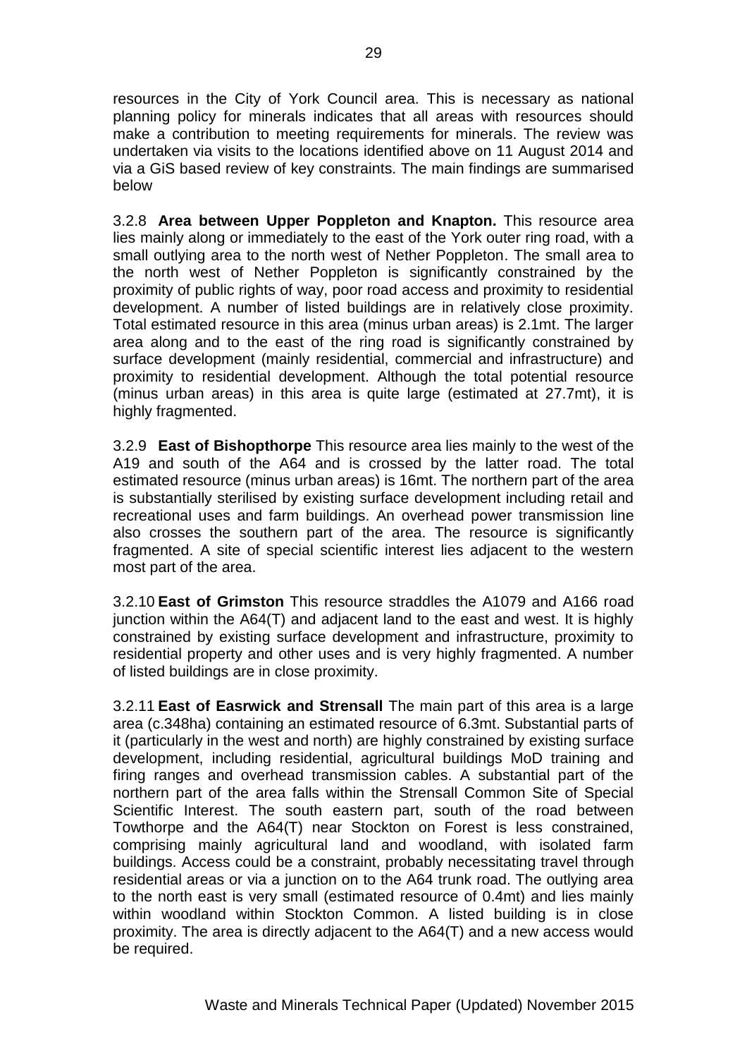resources in the City of York Council area. This is necessary as national planning policy for minerals indicates that all areas with resources should make a contribution to meeting requirements for minerals. The review was undertaken via visits to the locations identified above on 11 August 2014 and via a GiS based review of key constraints. The main findings are summarised below

3.2.8 **Area between Upper Poppleton and Knapton.** This resource area lies mainly along or immediately to the east of the York outer ring road, with a small outlying area to the north west of Nether Poppleton. The small area to the north west of Nether Poppleton is significantly constrained by the proximity of public rights of way, poor road access and proximity to residential development. A number of listed buildings are in relatively close proximity. Total estimated resource in this area (minus urban areas) is 2.1mt. The larger area along and to the east of the ring road is significantly constrained by surface development (mainly residential, commercial and infrastructure) and proximity to residential development. Although the total potential resource (minus urban areas) in this area is quite large (estimated at 27.7mt), it is highly fragmented.

3.2.9 **East of Bishopthorpe** This resource area lies mainly to the west of the A19 and south of the A64 and is crossed by the latter road. The total estimated resource (minus urban areas) is 16mt. The northern part of the area is substantially sterilised by existing surface development including retail and recreational uses and farm buildings. An overhead power transmission line also crosses the southern part of the area. The resource is significantly fragmented. A site of special scientific interest lies adjacent to the western most part of the area.

3.2.10 **East of Grimston** This resource straddles the A1079 and A166 road junction within the A64(T) and adjacent land to the east and west. It is highly constrained by existing surface development and infrastructure, proximity to residential property and other uses and is very highly fragmented. A number of listed buildings are in close proximity.

3.2.11 **East of Easrwick and Strensall** The main part of this area is a large area (c.348ha) containing an estimated resource of 6.3mt. Substantial parts of it (particularly in the west and north) are highly constrained by existing surface development, including residential, agricultural buildings MoD training and firing ranges and overhead transmission cables. A substantial part of the northern part of the area falls within the Strensall Common Site of Special Scientific Interest. The south eastern part, south of the road between Towthorpe and the A64(T) near Stockton on Forest is less constrained, comprising mainly agricultural land and woodland, with isolated farm buildings. Access could be a constraint, probably necessitating travel through residential areas or via a junction on to the A64 trunk road. The outlying area to the north east is very small (estimated resource of 0.4mt) and lies mainly within woodland within Stockton Common. A listed building is in close proximity. The area is directly adjacent to the A64(T) and a new access would be required.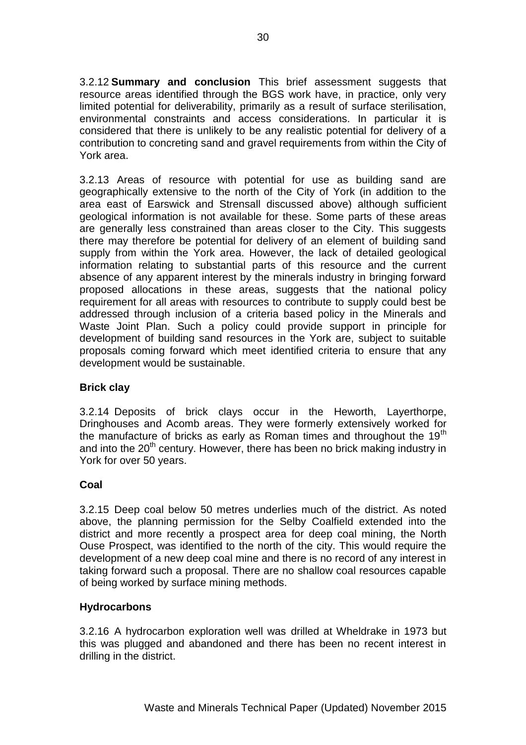3.2.12 **Summary and conclusion** This brief assessment suggests that resource areas identified through the BGS work have, in practice, only very limited potential for deliverability, primarily as a result of surface sterilisation, environmental constraints and access considerations. In particular it is considered that there is unlikely to be any realistic potential for delivery of a contribution to concreting sand and gravel requirements from within the City of York area.

3.2.13 Areas of resource with potential for use as building sand are geographically extensive to the north of the City of York (in addition to the area east of Earswick and Strensall discussed above) although sufficient geological information is not available for these. Some parts of these areas are generally less constrained than areas closer to the City. This suggests there may therefore be potential for delivery of an element of building sand supply from within the York area. However, the lack of detailed geological information relating to substantial parts of this resource and the current absence of any apparent interest by the minerals industry in bringing forward proposed allocations in these areas, suggests that the national policy requirement for all areas with resources to contribute to supply could best be addressed through inclusion of a criteria based policy in the Minerals and Waste Joint Plan. Such a policy could provide support in principle for development of building sand resources in the York are, subject to suitable proposals coming forward which meet identified criteria to ensure that any development would be sustainable.

**Brick clay**

3.2.14 Deposits of brick clays occur in the Heworth, Layerthorpe, Dringhouses and Acomb areas. They were formerly extensively worked for the manufacture of bricks as early as Roman times and throughout the 19th and into the 20th century. However, there has been no brick making industry in York for over 50 years.

**Coal**

3.2.15 Deep coal below 50 metres underlies much of the district. As noted above, the planning permission for the Selby Coalfield extended into the district and more recently a prospect area for deep coal mining, the North Ouse Prospect, was identified to the north of the city. This would require the development of a new deep coal mine and there is no record of any interest in taking forward such a proposal. There are no shallow coal resources capable of being worked by surface mining methods.

**Hydrocarbons**

3.2.16 A hydrocarbon exploration well was drilled at Wheldrake in 1973 but this was plugged and abandoned and there has been no recent interest in drilling in the district.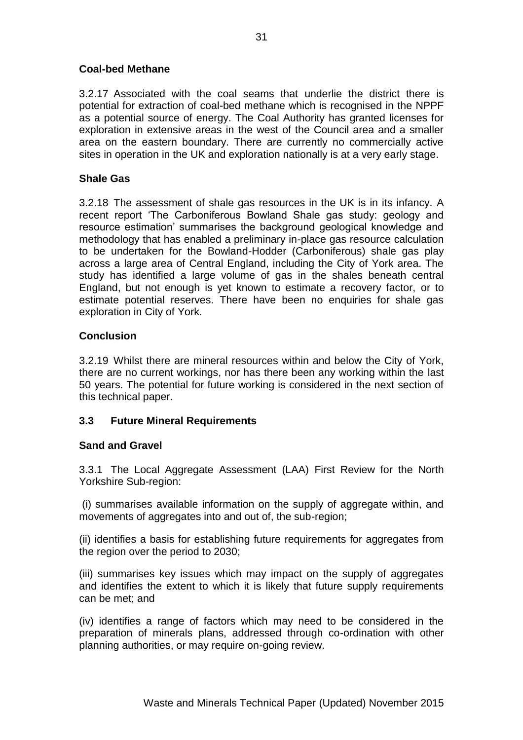**Coal-bed Methane**

3.2.17 Associated with the coal seams that underlie the district there is potential for extraction of coal-bed methane which is recognised in the NPPF as a potential source of energy. The Coal Authority has granted licenses for exploration in extensive areas in the west of the Council area and a smaller area on the eastern boundary. There are currently no commercially active sites in operation in the UK and exploration nationally is at a very early stage.

**Shale Gas**

3.2.18 The assessment of shale gas resources in the UK is in its infancy. A recent report 'The Carboniferous Bowland Shale gas study: geology and resource estimation' summarises the background geological knowledge and methodology that has enabled a preliminary in-place gas resource calculation to be undertaken for the Bowland-Hodder (Carboniferous) shale gas play across a large area of Central England, including the City of York area. The study has identified a large volume of gas in the shales beneath central England, but not enough is yet known to estimate a recovery factor, or to estimate potential reserves. There have been no enquiries for shale gas exploration in City of York.

**Conclusion**

3.2.19 Whilst there are mineral resources within and below the City of York, there are no current workings, nor has there been any working within the last 50 years. The potential for future working is considered in the next section of this technical paper.

### 3.3 Future Mineral Requirements

**Sand and Gravel**

3.3.1 The Local Aggregate Assessment (LAA) First Review for the North Yorkshire Sub-region:

(i) summarises available information on the supply of aggregate within, and movements of aggregates into and out of, the sub-region;

(ii) identifies a basis for establishing future requirements for aggregates from the region over the period to 2030;

(iii) summarises key issues which may impact on the supply of aggregates and identifies the extent to which it is likely that future supply requirements can be met; and

(iv) identifies a range of factors which may need to be considered in the preparation of minerals plans, addressed through co-ordination with other planning authorities, or may require on-going review.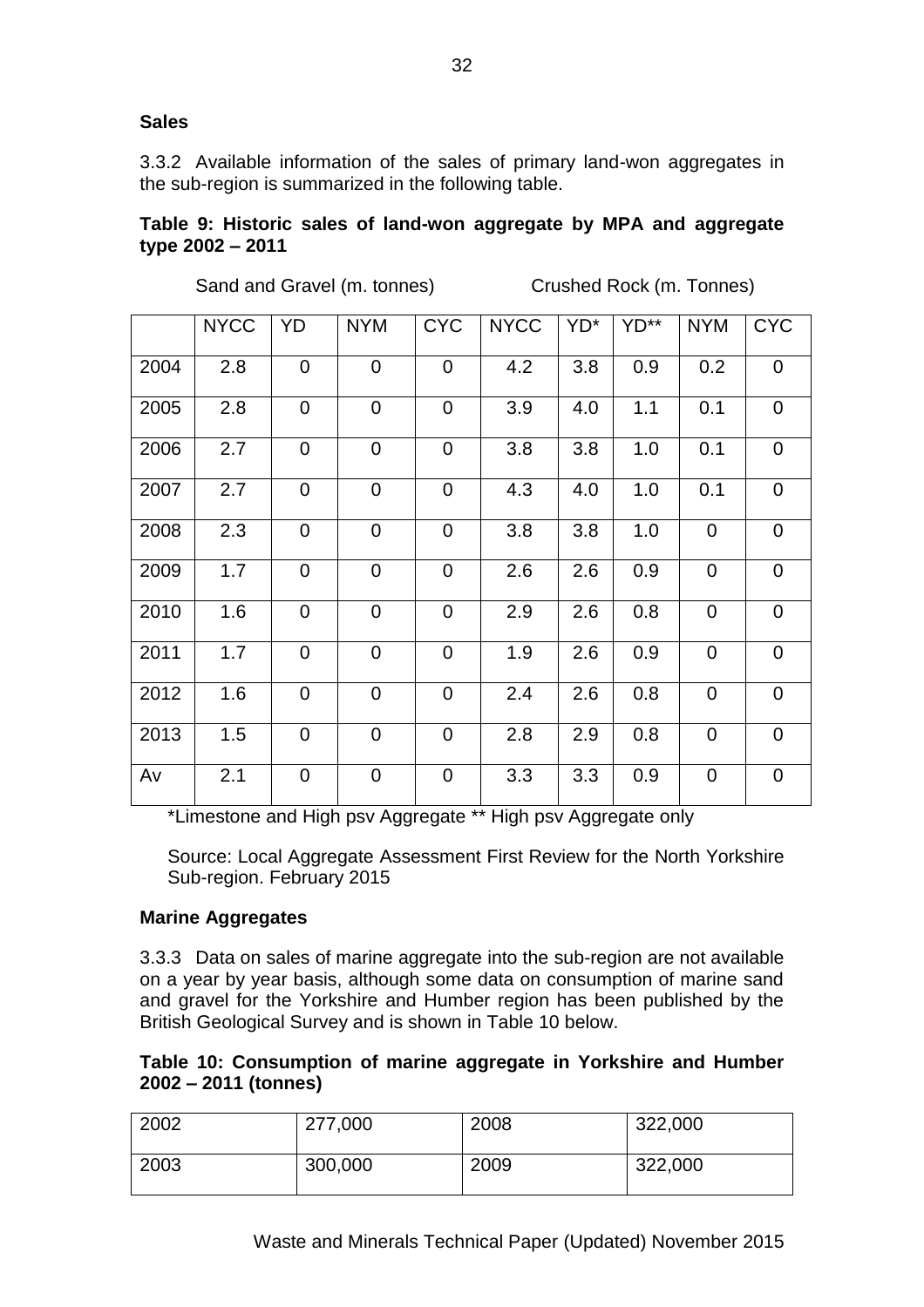**Sales**

3.3.2 Available information of the sales of primary land-won aggregates in the sub-region is summarized in the following table.

**Table 9: Historic sales of land-won aggregate by MPA and aggregate type 2002 – 2011**

| | Sand and Gravel (m. tonnes) | | | | Crushed Rock (m. Tonnes) | | | | |
|---|---|---|---|---|---|---|---|---|---|
| | NYCC | YD | NYM | CYC | NYCC | YD* | YD** | NYM | CYC |
| 2004 | 2.8 | 0 | 0 | 0 | 4.2 | 3.8 | 0.9 | 0.2 | 0 |
| 2005 | 2.8 | 0 | 0 | 0 | 3.9 | 4.0 | 1.1 | 0.1 | 0 |
| 2006 | 2.7 | 0 | 0 | 0 | 3.8 | 3.8 | 1.0 | 0.1 | 0 |
| 2007 | 2.7 | 0 | 0 | 0 | 4.3 | 4.0 | 1.0 | 0.1 | 0 |
| 2008 | 2.3 | 0 | 0 | 0 | 3.8 | 3.8 | 1.0 | 0 | 0 |
| 2009 | 1.7 | 0 | 0 | 0 | 2.6 | 2.6 | 0.9 | 0 | 0 |
| 2010 | 1.6 | 0 | 0 | 0 | 2.9 | 2.6 | 0.8 | 0 | 0 |
| 2011 | 1.7 | 0 | 0 | 0 | 1.9 | 2.6 | 0.9 | 0 | 0 |
| 2012 | 1.6 | 0 | 0 | 0 | 2.4 | 2.6 | 0.8 | 0 | 0 |
| 2013 | 1.5 | 0 | 0 | 0 | 2.8 | 2.9 | 0.8 | 0 | 0 |
| Av | 2.1 | 0 | 0 | 0 | 3.3 | 3.3 | 0.9 | 0 | 0 |

*Limestone and High psv Aggregate ** High psv Aggregate only

Source: Local Aggregate Assessment First Review for the North Yorkshire Sub-region. February 2015

**Marine Aggregates**

3.3.3 Data on sales of marine aggregate into the sub-region are not available on a year by year basis, although some data on consumption of marine sand and gravel for the Yorkshire and Humber region has been published by the British Geological Survey and is shown in Table 10 below.

**Table 10: Consumption of marine aggregate in Yorkshire and Humber 2002 – 2011 (tonnes)**

| | | | |
|---|---|---|---|
| 2002 | 277,000 | 2008 | 322,000 |
| 2003 | 300,000 | 2009 | 322,000 |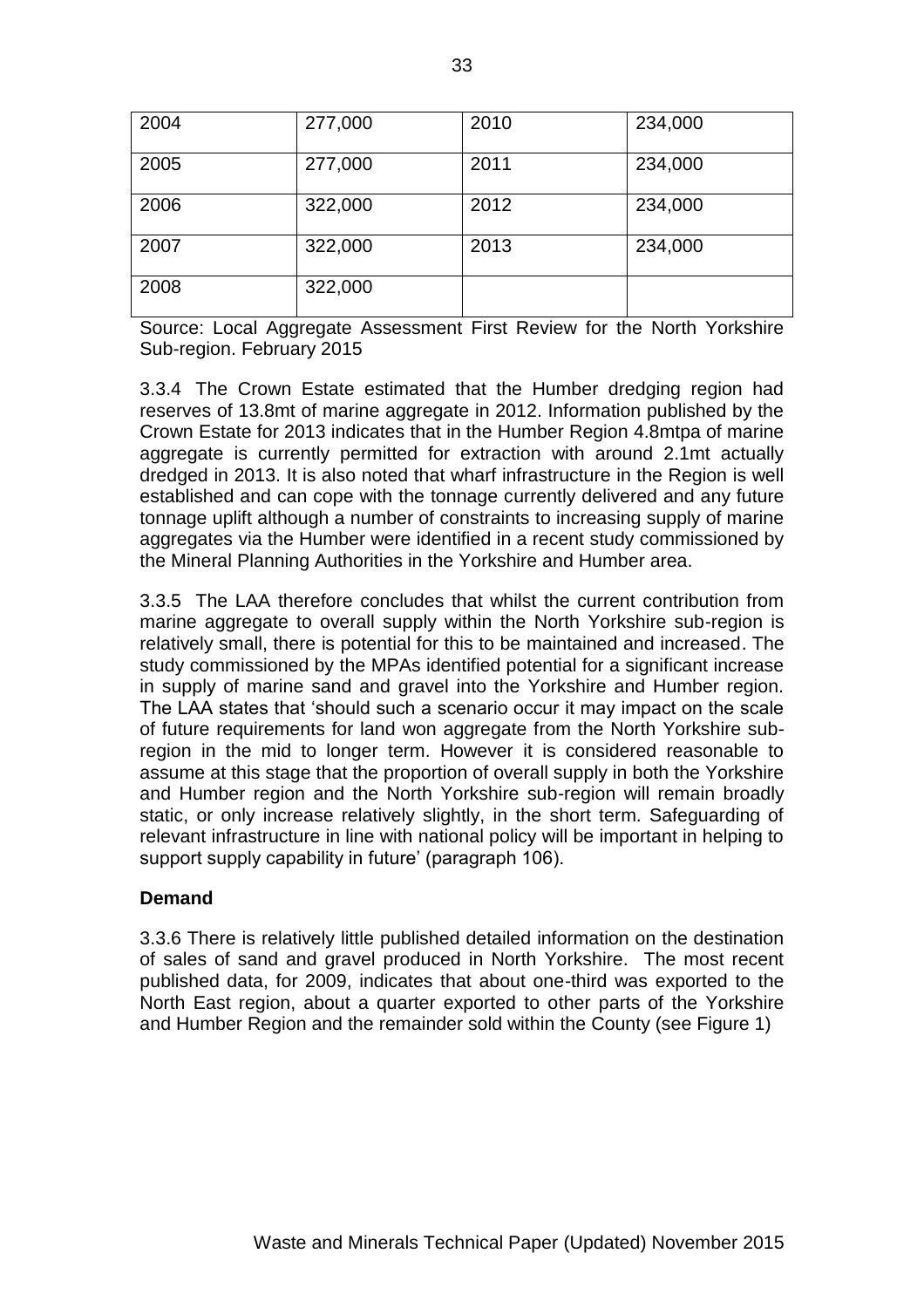| 2004 | 277,000 | 2010 | 234,000 |
|---|---|---|---|
| 2005 | 277,000 | 2011 | 234,000 |
| 2006 | 322,000 | 2012 | 234,000 |
| 2007 | 322,000 | 2013 | 234,000 |
| 2008 | 322,000 | | |

Source: Local Aggregate Assessment First Review for the North Yorkshire Sub-region. February 2015

3.3.4 The Crown Estate estimated that the Humber dredging region had reserves of 13.8mt of marine aggregate in 2012. Information published by the Crown Estate for 2013 indicates that in the Humber Region 4.8mtpa of marine aggregate is currently permitted for extraction with around 2.1mt actually dredged in 2013. It is also noted that wharf infrastructure in the Region is well established and can cope with the tonnage currently delivered and any future tonnage uplift although a number of constraints to increasing supply of marine aggregates via the Humber were identified in a recent study commissioned by the Mineral Planning Authorities in the Yorkshire and Humber area.

3.3.5 The LAA therefore concludes that whilst the current contribution from marine aggregate to overall supply within the North Yorkshire sub-region is relatively small, there is potential for this to be maintained and increased. The study commissioned by the MPAs identified potential for a significant increase in supply of marine sand and gravel into the Yorkshire and Humber region. The LAA states that 'should such a scenario occur it may impact on the scale of future requirements for land won aggregate from the North Yorkshire sub-region in the mid to longer term. However it is considered reasonable to assume at this stage that the proportion of overall supply in both the Yorkshire and Humber region and the North Yorkshire sub-region will remain broadly static, or only increase relatively slightly, in the short term. Safeguarding of relevant infrastructure in line with national policy will be important in helping to support supply capability in future' (paragraph 106).

**Demand**

3.3.6 There is relatively little published detailed information on the destination of sales of sand and gravel produced in North Yorkshire. The most recent published data, for 2009, indicates that about one-third was exported to the North East region, about a quarter exported to other parts of the Yorkshire and Humber Region and the remainder sold within the County (see Figure 1)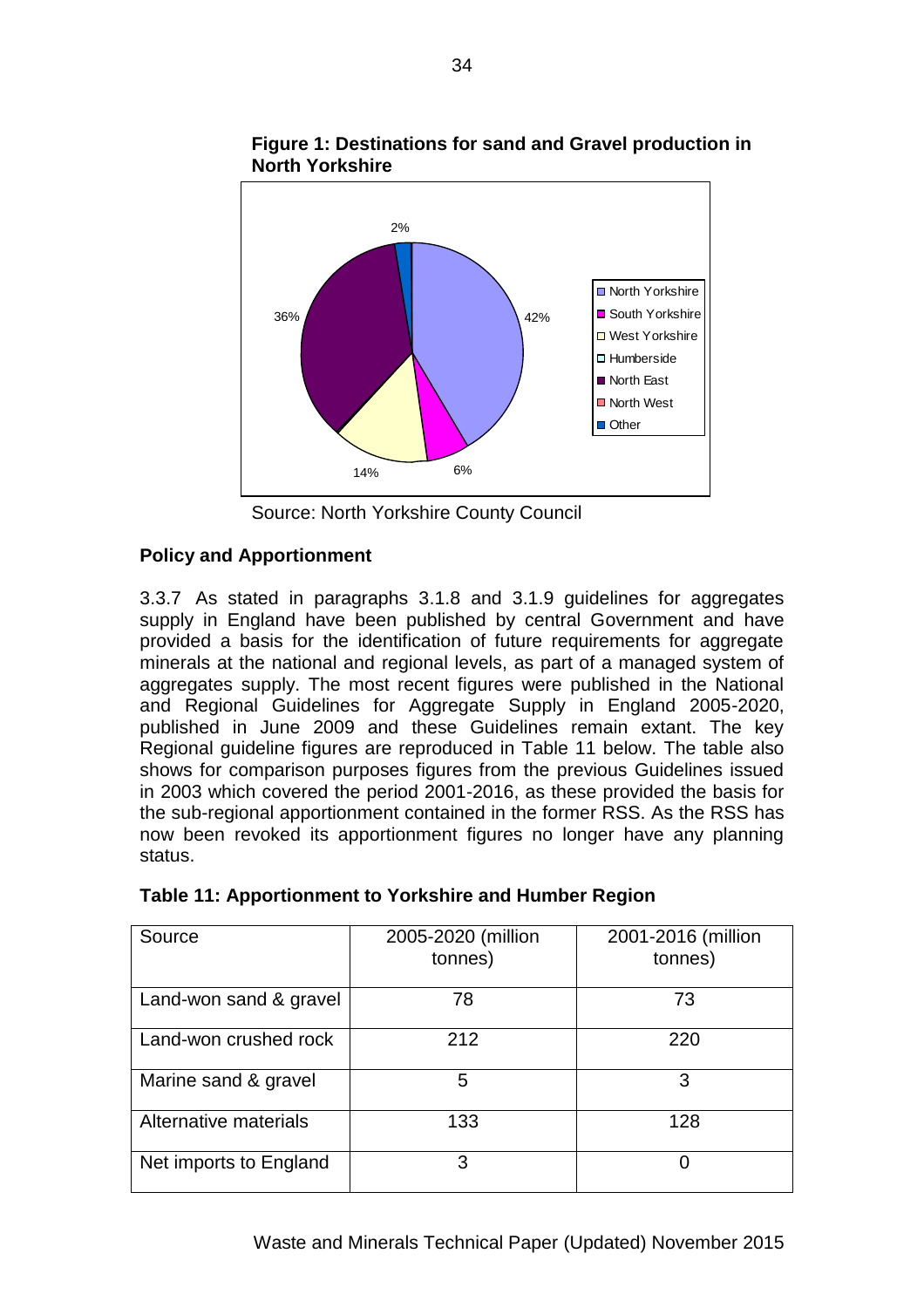**Figure 1: Destinations for sand and Gravel production in North Yorkshire**

Source: North Yorkshire County Council

**Policy and Apportionment**

3.3.7 As stated in paragraphs 3.1.8 and 3.1.9 guidelines for aggregates supply in England have been published by central Government and have provided a basis for the identification of future requirements for aggregate minerals at the national and regional levels, as part of a managed system of aggregates supply. The most recent figures were published in the National and Regional Guidelines for Aggregate Supply in England 2005-2020, published in June 2009 and these Guidelines remain extant. The key Regional guideline figures are reproduced in Table 11 below. The table also shows for comparison purposes figures from the previous Guidelines issued in 2003 which covered the period 2001-2016, as these provided the basis for the sub-regional apportionment contained in the former RSS. As the RSS has now been revoked its apportionment figures no longer have any planning status.

**Table 11: Apportionment to Yorkshire and Humber Region**

| Source | 2005-2020 (million tonnes) | 2001-2016 (million tonnes) |
|---|---|---|
| Land-won sand & gravel | 78 | 73 |
| Land-won crushed rock | 212 | 220 |
| Marine sand & gravel | 5 | 3 |
| Alternative materials | 133 | 128 |
| Net imports to England | 3 | 0 |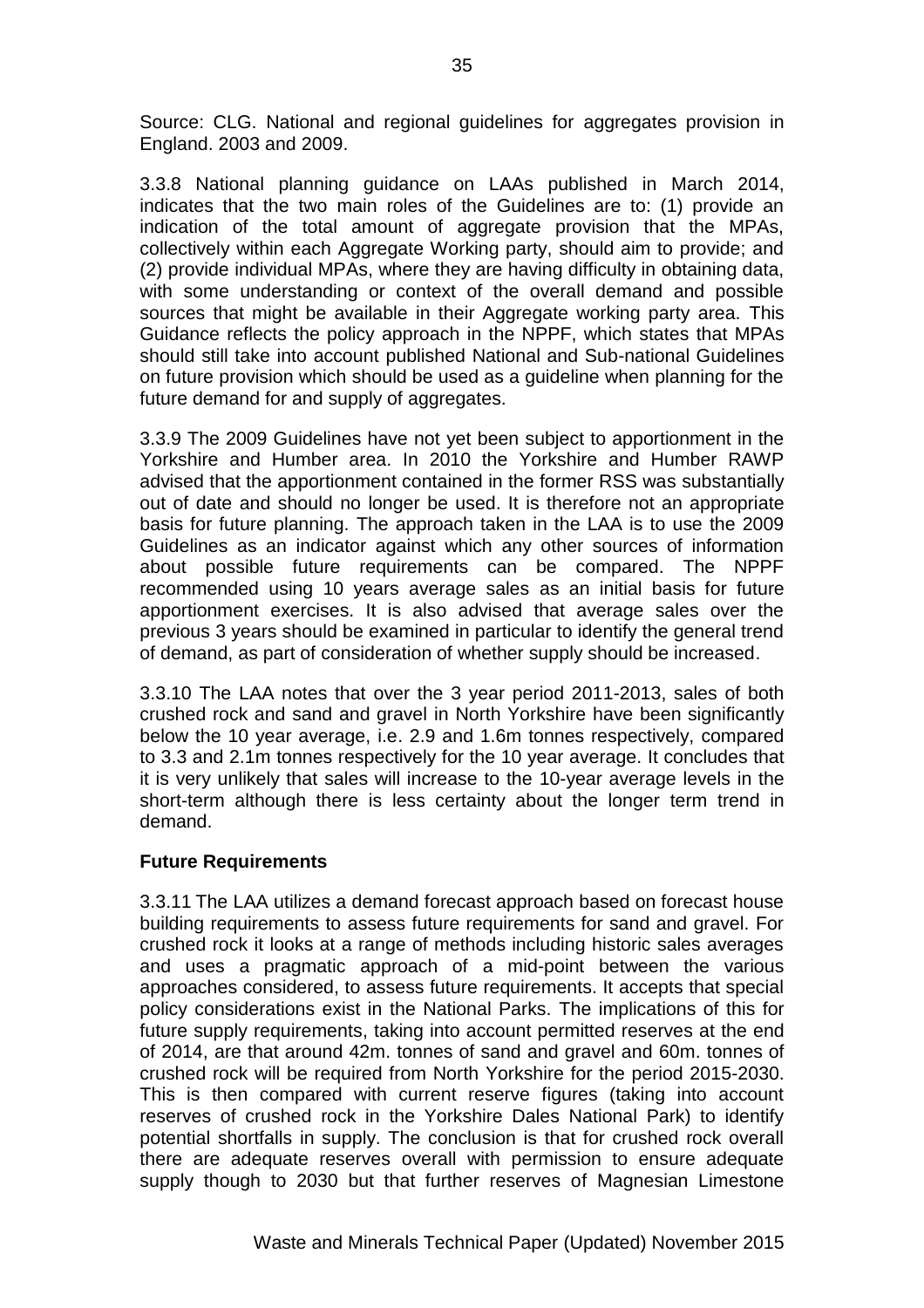Source: CLG. National and regional guidelines for aggregates provision in England. 2003 and 2009.

3.3.8 National planning guidance on LAAs published in March 2014, indicates that the two main roles of the Guidelines are to: (1) provide an indication of the total amount of aggregate provision that the MPAs, collectively within each Aggregate Working party, should aim to provide; and (2) provide individual MPAs, where they are having difficulty in obtaining data, with some understanding or context of the overall demand and possible sources that might be available in their Aggregate working party area. This Guidance reflects the policy approach in the NPPF, which states that MPAs should still take into account published National and Sub-national Guidelines on future provision which should be used as a guideline when planning for the future demand for and supply of aggregates.

3.3.9 The 2009 Guidelines have not yet been subject to apportionment in the Yorkshire and Humber area. In 2010 the Yorkshire and Humber RAWP advised that the apportionment contained in the former RSS was substantially out of date and should no longer be used. It is therefore not an appropriate basis for future planning. The approach taken in the LAA is to use the 2009 Guidelines as an indicator against which any other sources of information about possible future requirements can be compared. The NPPF recommended using 10 years average sales as an initial basis for future apportionment exercises. It is also advised that average sales over the previous 3 years should be examined in particular to identify the general trend of demand, as part of consideration of whether supply should be increased.

3.3.10 The LAA notes that over the 3 year period 2011-2013, sales of both crushed rock and sand and gravel in North Yorkshire have been significantly below the 10 year average, i.e. 2.9 and 1.6m tonnes respectively, compared to 3.3 and 2.1m tonnes respectively for the 10 year average. It concludes that it is very unlikely that sales will increase to the 10-year average levels in the short-term although there is less certainty about the longer term trend in demand.

**Future Requirements**

3.3.11 The LAA utilizes a demand forecast approach based on forecast house building requirements to assess future requirements for sand and gravel. For crushed rock it looks at a range of methods including historic sales averages and uses a pragmatic approach of a mid-point between the various approaches considered, to assess future requirements. It accepts that special policy considerations exist in the National Parks. The implications of this for future supply requirements, taking into account permitted reserves at the end of 2014, are that around 42m. tonnes of sand and gravel and 60m. tonnes of crushed rock will be required from North Yorkshire for the period 2015-2030. This is then compared with current reserve figures (taking into account reserves of crushed rock in the Yorkshire Dales National Park) to identify potential shortfalls in supply. The conclusion is that for crushed rock overall there are adequate reserves overall with permission to ensure adequate supply though to 2030 but that further reserves of Magnesian Limestone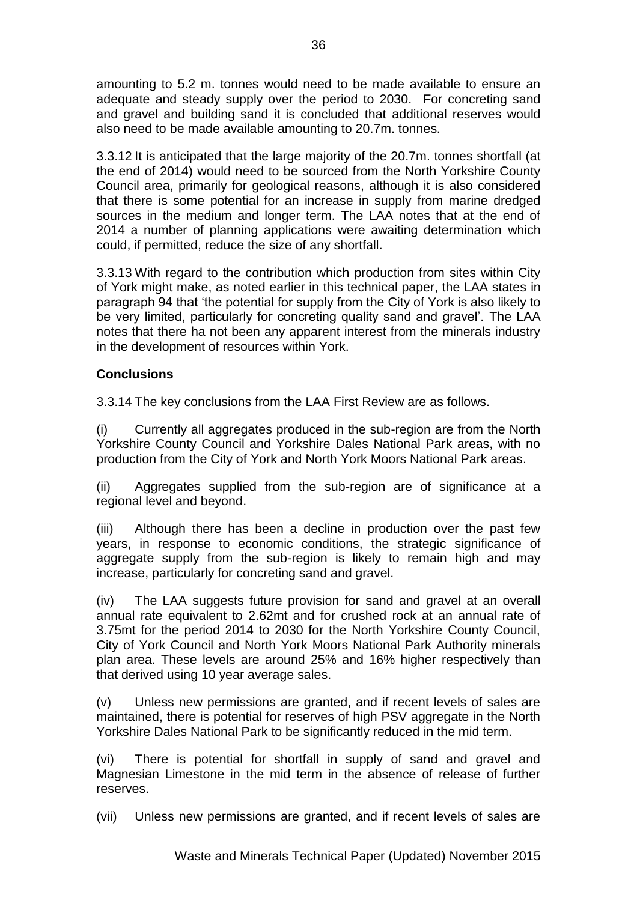amounting to 5.2 m. tonnes would need to be made available to ensure an adequate and steady supply over the period to 2030. For concreting sand and gravel and building sand it is concluded that additional reserves would also need to be made available amounting to 20.7m. tonnes.

3.3.12 It is anticipated that the large majority of the 20.7m. tonnes shortfall (at the end of 2014) would need to be sourced from the North Yorkshire County Council area, primarily for geological reasons, although it is also considered that there is some potential for an increase in supply from marine dredged sources in the medium and longer term. The LAA notes that at the end of 2014 a number of planning applications were awaiting determination which could, if permitted, reduce the size of any shortfall.

3.3.13 With regard to the contribution which production from sites within City of York might make, as noted earlier in this technical paper, the LAA states in paragraph 94 that 'the potential for supply from the City of York is also likely to be very limited, particularly for concreting quality sand and gravel'. The LAA notes that there ha not been any apparent interest from the minerals industry in the development of resources within York.

**Conclusions**

3.3.14 The key conclusions from the LAA First Review are as follows.

(i) Currently all aggregates produced in the sub-region are from the North Yorkshire County Council and Yorkshire Dales National Park areas, with no production from the City of York and North York Moors National Park areas.

(ii) Aggregates supplied from the sub-region are of significance at a regional level and beyond.

(iii) Although there has been a decline in production over the past few years, in response to economic conditions, the strategic significance of aggregate supply from the sub-region is likely to remain high and may increase, particularly for concreting sand and gravel.

(iv) The LAA suggests future provision for sand and gravel at an overall annual rate equivalent to 2.62mt and for crushed rock at an annual rate of 3.75mt for the period 2014 to 2030 for the North Yorkshire County Council, City of York Council and North York Moors National Park Authority minerals plan area. These levels are around 25% and 16% higher respectively than that derived using 10 year average sales.

(v) Unless new permissions are granted, and if recent levels of sales are maintained, there is potential for reserves of high PSV aggregate in the North Yorkshire Dales National Park to be significantly reduced in the mid term.

(vi) There is potential for shortfall in supply of sand and gravel and Magnesian Limestone in the mid term in the absence of release of further reserves.

(vii) Unless new permissions are granted, and if recent levels of sales are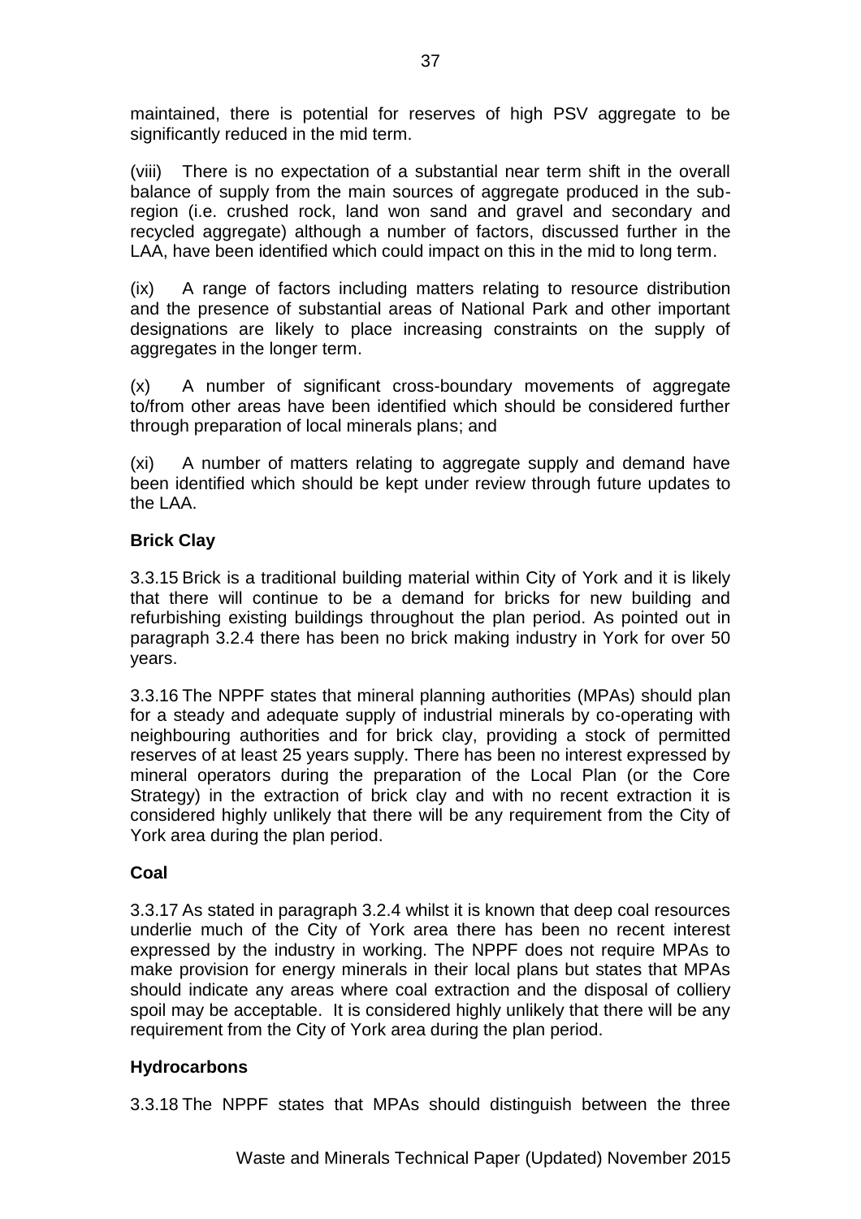maintained, there is potential for reserves of high PSV aggregate to be significantly reduced in the mid term.

(viii) There is no expectation of a substantial near term shift in the overall balance of supply from the main sources of aggregate produced in the sub-region (i.e. crushed rock, land won sand and gravel and secondary and recycled aggregate) although a number of factors, discussed further in the LAA, have been identified which could impact on this in the mid to long term.

(ix) A range of factors including matters relating to resource distribution and the presence of substantial areas of National Park and other important designations are likely to place increasing constraints on the supply of aggregates in the longer term.

(x) A number of significant cross-boundary movements of aggregate to/from other areas have been identified which should be considered further through preparation of local minerals plans; and

(xi) A number of matters relating to aggregate supply and demand have been identified which should be kept under review through future updates to the LAA.

**Brick Clay**

3.3.15 Brick is a traditional building material within City of York and it is likely that there will continue to be a demand for bricks for new building and refurbishing existing buildings throughout the plan period. As pointed out in paragraph 3.2.4 there has been no brick making industry in York for over 50 years.

3.3.16 The NPPF states that mineral planning authorities (MPAs) should plan for a steady and adequate supply of industrial minerals by co-operating with neighbouring authorities and for brick clay, providing a stock of permitted reserves of at least 25 years supply. There has been no interest expressed by mineral operators during the preparation of the Local Plan (or the Core Strategy) in the extraction of brick clay and with no recent extraction it is considered highly unlikely that there will be any requirement from the City of York area during the plan period.

**Coal**

3.3.17 As stated in paragraph 3.2.4 whilst it is known that deep coal resources underlie much of the City of York area there has been no recent interest expressed by the industry in working. The NPPF does not require MPAs to make provision for energy minerals in their local plans but states that MPAs should indicate any areas where coal extraction and the disposal of colliery spoil may be acceptable. It is considered highly unlikely that there will be any requirement from the City of York area during the plan period.

**Hydrocarbons**

3.3.18 The NPPF states that MPAs should distinguish between the three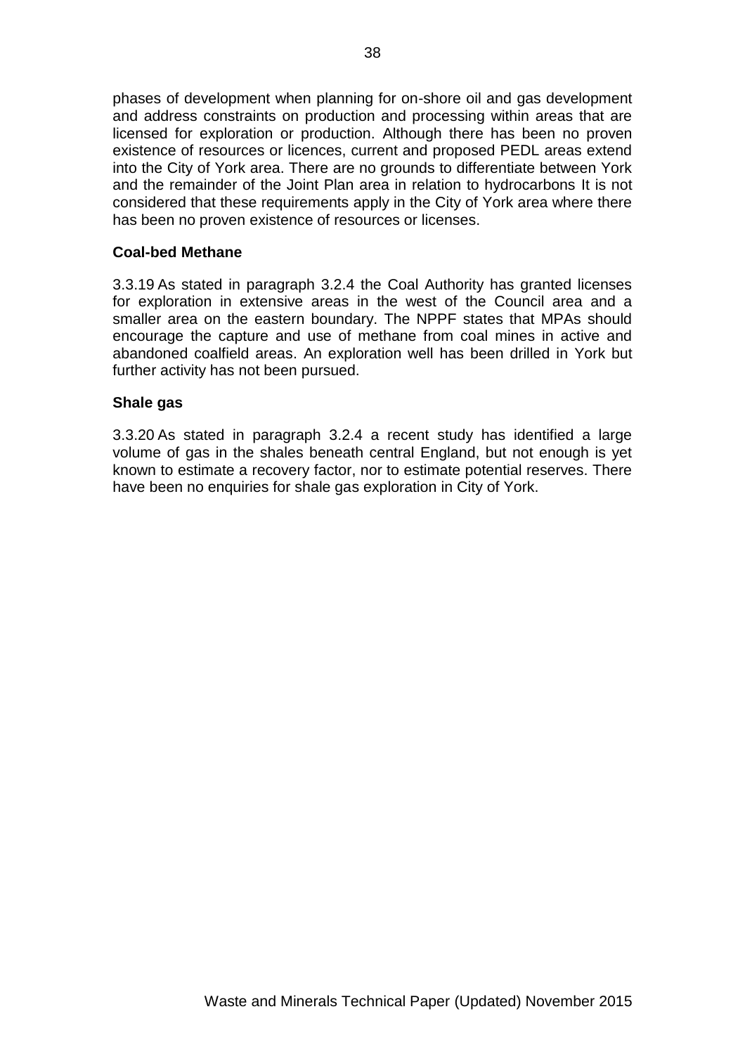phases of development when planning for on-shore oil and gas development and address constraints on production and processing within areas that are licensed for exploration or production. Although there has been no proven existence of resources or licences, current and proposed PEDL areas extend into the City of York area. There are no grounds to differentiate between York and the remainder of the Joint Plan area in relation to hydrocarbons It is not considered that these requirements apply in the City of York area where there has been no proven existence of resources or licenses.

**Coal-bed Methane**

3.3.19 As stated in paragraph 3.2.4 the Coal Authority has granted licenses for exploration in extensive areas in the west of the Council area and a smaller area on the eastern boundary. The NPPF states that MPAs should encourage the capture and use of methane from coal mines in active and abandoned coalfield areas. An exploration well has been drilled in York but further activity has not been pursued.

**Shale gas**

3.3.20 As stated in paragraph 3.2.4 a recent study has identified a large volume of gas in the shales beneath central England, but not enough is yet known to estimate a recovery factor, nor to estimate potential reserves. There have been no enquiries for shale gas exploration in City of York.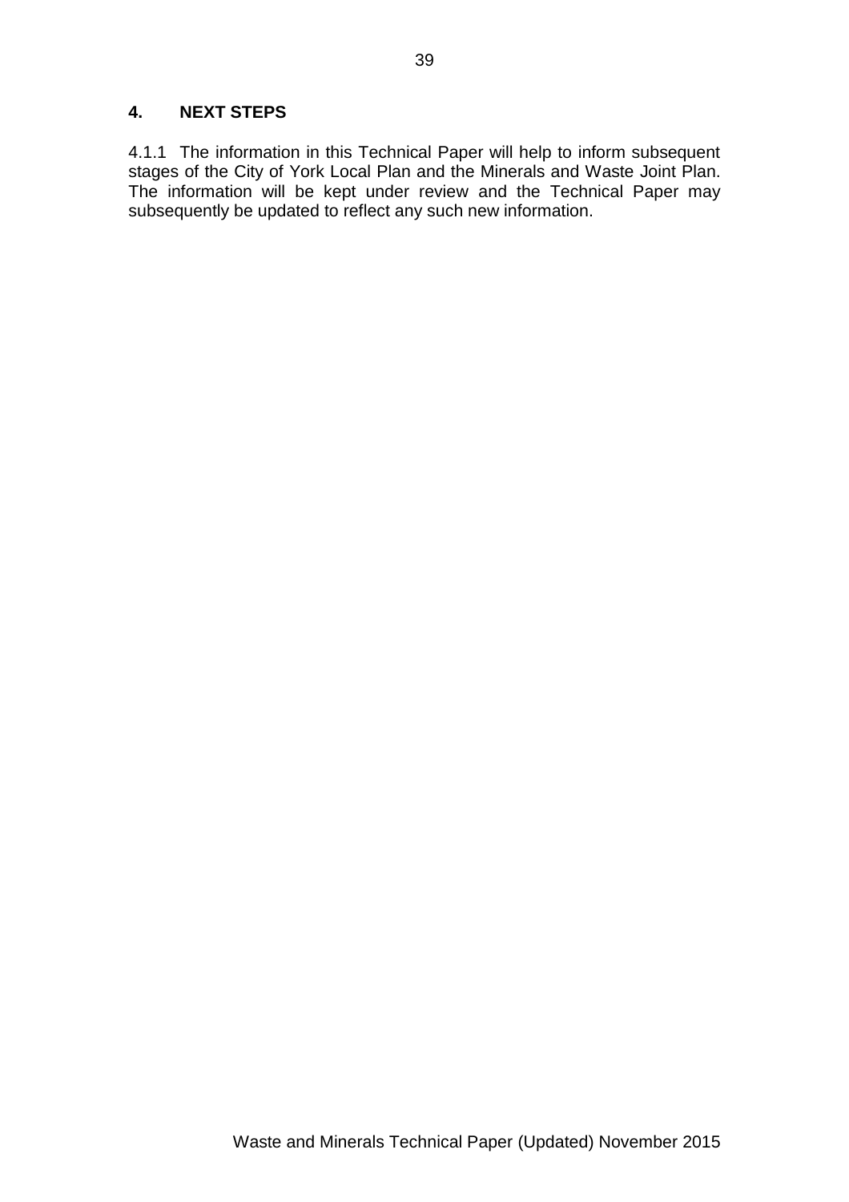## 4. NEXT STEPS

4.1.1 The information in this Technical Paper will help to inform subsequent stages of the City of York Local Plan and the Minerals and Waste Joint Plan. The information will be kept under review and the Technical Paper may subsequently be updated to reflect any such new information.